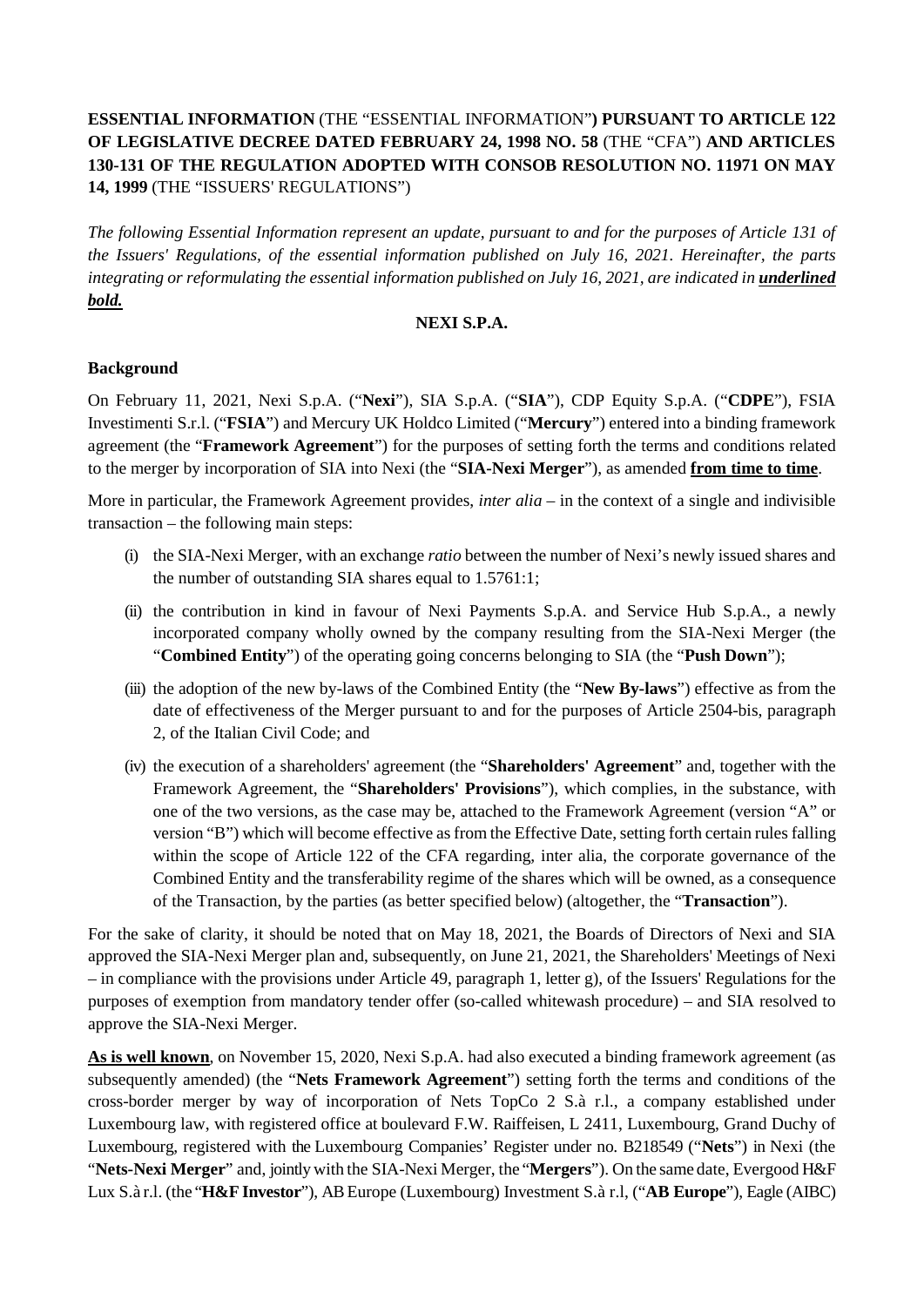**ESSENTIAL INFORMATION** (THE "ESSENTIAL INFORMATION"**) PURSUANT TO ARTICLE 122 OF LEGISLATIVE DECREE DATED FEBRUARY 24, 1998 NO. 58** (THE "CFA") **AND ARTICLES 130-131 OF THE REGULATION ADOPTED WITH CONSOB RESOLUTION NO. 11971 ON MAY 14, 1999** (THE "ISSUERS' REGULATIONS")

*The following Essential Information represent an update, pursuant to and for the purposes of Article 131 of the Issuers' Regulations, of the essential information published on July 16, 2021. Hereinafter, the parts integrating or reformulating the essential information published on July 16, 2021, are indicated in* ***underlined bold.***

**NEXI S.P.A.**

**Background**

On February 11, 2021, Nexi S.p.A. ("**Nexi**"), SIA S.p.A. ("**SIA**"), CDP Equity S.p.A. ("**CDPE**"), FSIA Investimenti S.r.l. ("**FSIA**") and Mercury UK Holdco Limited ("**Mercury**") entered into a binding framework agreement (the "**Framework Agreement**") for the purposes of setting forth the terms and conditions related to the merger by incorporation of SIA into Nexi (the "**SIA-Nexi Merger**"), as amended **from time to time**.

More in particular, the Framework Agreement provides, *inter alia* – in the context of a single and indivisible transaction – the following main steps:

(i) the SIA-Nexi Merger, with an exchange *ratio* between the number of Nexi's newly issued shares and the number of outstanding SIA shares equal to 1.5761:1;

(ii) the contribution in kind in favour of Nexi Payments S.p.A. and Service Hub S.p.A., a newly incorporated company wholly owned by the company resulting from the SIA-Nexi Merger (the "**Combined Entity**") of the operating going concerns belonging to SIA (the "**Push Down**");

(iii) the adoption of the new by-laws of the Combined Entity (the "**New By-laws**") effective as from the date of effectiveness of the Merger pursuant to and for the purposes of Article 2504-bis, paragraph 2, of the Italian Civil Code; and

(iv) the execution of a shareholders' agreement (the "**Shareholders' Agreement**" and, together with the Framework Agreement, the "**Shareholders' Provisions**"), which complies, in the substance, with one of the two versions, as the case may be, attached to the Framework Agreement (version "A" or version "B") which will become effective as from the Effective Date, setting forth certain rules falling within the scope of Article 122 of the CFA regarding, inter alia, the corporate governance of the Combined Entity and the transferability regime of the shares which will be owned, as a consequence of the Transaction, by the parties (as better specified below) (altogether, the "**Transaction**").

For the sake of clarity, it should be noted that on May 18, 2021, the Boards of Directors of Nexi and SIA approved the SIA-Nexi Merger plan and, subsequently, on June 21, 2021, the Shareholders' Meetings of Nexi – in compliance with the provisions under Article 49, paragraph 1, letter g), of the Issuers' Regulations for the purposes of exemption from mandatory tender offer (so-called whitewash procedure) – and SIA resolved to approve the SIA-Nexi Merger.

**As is well known**, on November 15, 2020, Nexi S.p.A. had also executed a binding framework agreement (as subsequently amended) (the "**Nets Framework Agreement**") setting forth the terms and conditions of the cross-border merger by way of incorporation of Nets TopCo 2 S.à r.l., a company established under Luxembourg law, with registered office at boulevard F.W. Raiffeisen, L 2411, Luxembourg, Grand Duchy of Luxembourg, registered with the Luxembourg Companies' Register under no. B218549 ("**Nets**") in Nexi (the "**Nets-Nexi Merger**" and, jointly with the SIA-Nexi Merger, the "**Mergers**"). On the same date, Evergood H&F Lux S.à r.l. (the "**H&F Investor**"), AB Europe (Luxembourg) Investment S.à r.l, ("**AB Europe**"), Eagle (AIBC)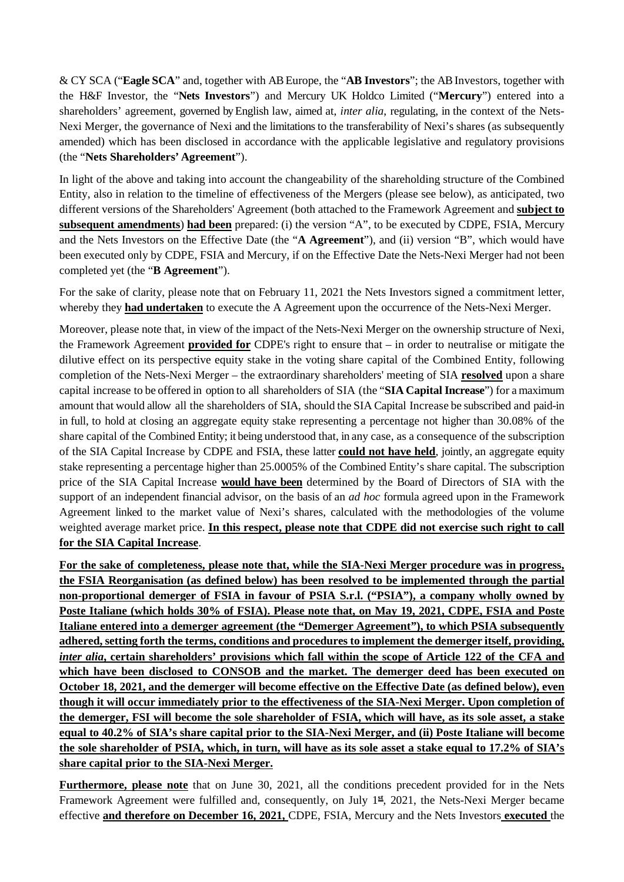& CY SCA ("**Eagle SCA**" and, together with AB Europe, the "**AB Investors**"; the AB Investors, together with the H&F Investor, the "**Nets Investors**") and Mercury UK Holdco Limited ("**Mercury**") entered into a shareholders' agreement, governed by English law, aimed at, *inter alia*, regulating, in the context of the Nets-Nexi Merger, the governance of Nexi and the limitations to the transferability of Nexi's shares (as subsequently amended) which has been disclosed in accordance with the applicable legislative and regulatory provisions (the "**Nets Shareholders' Agreement**").

In light of the above and taking into account the changeability of the shareholding structure of the Combined Entity, also in relation to the timeline of effectiveness of the Mergers (please see below), as anticipated, two different versions of the Shareholders' Agreement (both attached to the Framework Agreement and **subject to subsequent amendments**) **had been** prepared: (i) the version "A", to be executed by CDPE, FSIA, Mercury and the Nets Investors on the Effective Date (the "**A Agreement**"), and (ii) version "B", which would have been executed only by CDPE, FSIA and Mercury, if on the Effective Date the Nets-Nexi Merger had not been completed yet (the "**B Agreement**").

For the sake of clarity, please note that on February 11, 2021 the Nets Investors signed a commitment letter, whereby they **had undertaken** to execute the A Agreement upon the occurrence of the Nets-Nexi Merger.

Moreover, please note that, in view of the impact of the Nets-Nexi Merger on the ownership structure of Nexi, the Framework Agreement **provided for** CDPE's right to ensure that – in order to neutralise or mitigate the dilutive effect on its perspective equity stake in the voting share capital of the Combined Entity, following completion of the Nets-Nexi Merger – the extraordinary shareholders' meeting of SIA **resolved** upon a share capital increase to be offered in option to all shareholders of SIA (the "**SIA Capital Increase**") for a maximum amount that would allow all the shareholders of SIA, should the SIA Capital Increase be subscribed and paid-in in full, to hold at closing an aggregate equity stake representing a percentage not higher than 30.08% of the share capital of the Combined Entity; it being understood that, in any case, as a consequence of the subscription of the SIA Capital Increase by CDPE and FSIA, these latter **could not have held**, jointly, an aggregate equity stake representing a percentage higher than 25.0005% of the Combined Entity's share capital. The subscription price of the SIA Capital Increase **would have been** determined by the Board of Directors of SIA with the support of an independent financial advisor, on the basis of an *ad hoc* formula agreed upon in the Framework Agreement linked to the market value of Nexi's shares, calculated with the methodologies of the volume weighted average market price. **In this respect, please note that CDPE did not exercise such right to call for the SIA Capital Increase**.

**For the sake of completeness, please note that, while the SIA-Nexi Merger procedure was in progress, the FSIA Reorganisation (as defined below) has been resolved to be implemented through the partial non-proportional demerger of FSIA in favour of PSIA S.r.l. ("PSIA"), a company wholly owned by Poste Italiane (which holds 30% of FSIA). Please note that, on May 19, 2021, CDPE, FSIA and Poste Italiane entered into a demerger agreement (the "Demerger Agreement"), to which PSIA subsequently adhered, setting forth the terms, conditions and procedures to implement the demerger itself, providing, *inter alia*, certain shareholders' provisions which fall within the scope of Article 122 of the CFA and which have been disclosed to CONSOB and the market. The demerger deed has been executed on October 18, 2021, and the demerger will become effective on the Effective Date (as defined below), even though it will occur immediately prior to the effectiveness of the SIA-Nexi Merger. Upon completion of the demerger, FSI will become the sole shareholder of FSIA, which will have, as its sole asset, a stake equal to 40.2% of SIA's share capital prior to the SIA-Nexi Merger, and (ii) Poste Italiane will become the sole shareholder of PSIA, which, in turn, will have as its sole asset a stake equal to 17.2% of SIA's share capital prior to the SIA-Nexi Merger.**

**Furthermore, please note** that on June 30, 2021, all the conditions precedent provided for in the Nets Framework Agreement were fulfilled and, consequently, on July 1st, 2021, the Nets-Nexi Merger became effective **and therefore on December 16, 2021,** CDPE, FSIA, Mercury and the Nets Investors **executed** the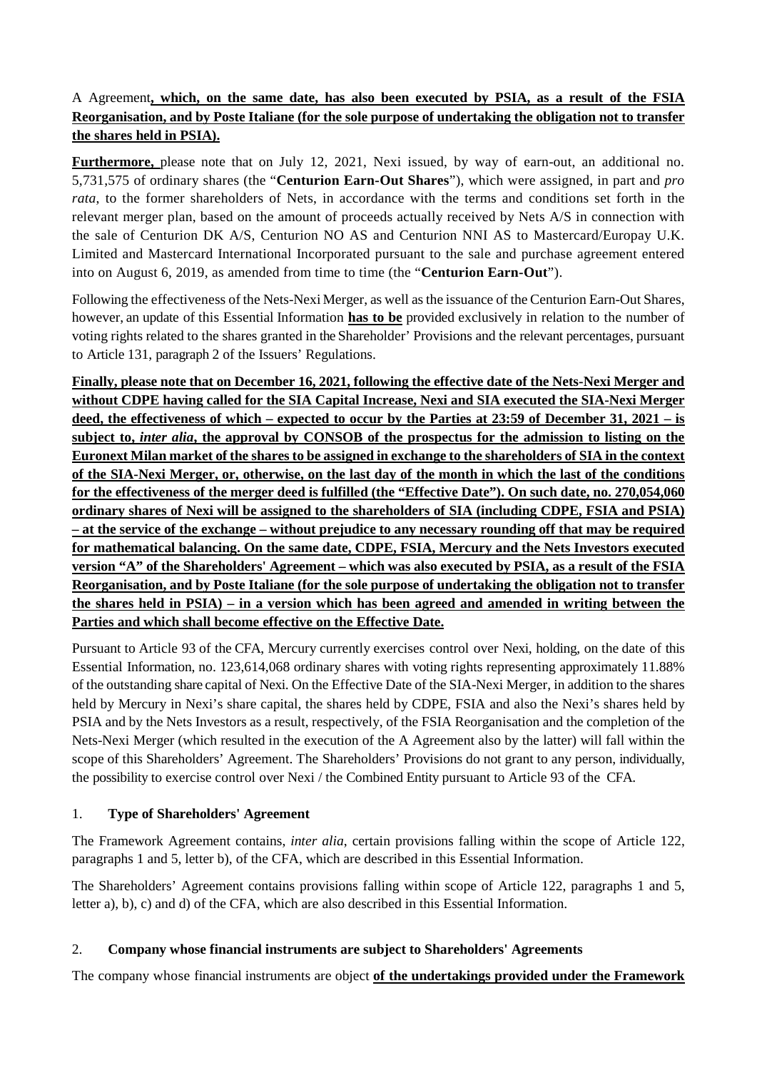A Agreement**, which, on the same date, has also been executed by PSIA, as a result of the FSIA Reorganisation, and by Poste Italiane (for the sole purpose of undertaking the obligation not to transfer the shares held in PSIA).**

**Furthermore,** please note that on July 12, 2021, Nexi issued, by way of earn-out, an additional no. 5,731,575 of ordinary shares (the "**Centurion Earn-Out Shares**"), which were assigned, in part and *pro rata*, to the former shareholders of Nets, in accordance with the terms and conditions set forth in the relevant merger plan, based on the amount of proceeds actually received by Nets A/S in connection with the sale of Centurion DK A/S, Centurion NO AS and Centurion NNI AS to Mastercard/Europay U.K. Limited and Mastercard International Incorporated pursuant to the sale and purchase agreement entered into on August 6, 2019, as amended from time to time (the "**Centurion Earn-Out**").

Following the effectiveness of the Nets-Nexi Merger, as well as the issuance of the Centurion Earn-Out Shares, however, an update of this Essential Information **has to be** provided exclusively in relation to the number of voting rights related to the shares granted in the Shareholder' Provisions and the relevant percentages, pursuant to Article 131, paragraph 2 of the Issuers' Regulations.

**Finally, please note that on December 16, 2021, following the effective date of the Nets-Nexi Merger and without CDPE having called for the SIA Capital Increase, Nexi and SIA executed the SIA-Nexi Merger deed, the effectiveness of which – expected to occur by the Parties at 23:59 of December 31, 2021 – is subject to, *inter alia*, the approval by CONSOB of the prospectus for the admission to listing on the Euronext Milan market of the shares to be assigned in exchange to the shareholders of SIA in the context of the SIA-Nexi Merger, or, otherwise, on the last day of the month in which the last of the conditions for the effectiveness of the merger deed is fulfilled (the "Effective Date"). On such date, no. 270,054,060 ordinary shares of Nexi will be assigned to the shareholders of SIA (including CDPE, FSIA and PSIA) – at the service of the exchange – without prejudice to any necessary rounding off that may be required for mathematical balancing. On the same date, CDPE, FSIA, Mercury and the Nets Investors executed version "A" of the Shareholders' Agreement – which was also executed by PSIA, as a result of the FSIA Reorganisation, and by Poste Italiane (for the sole purpose of undertaking the obligation not to transfer the shares held in PSIA) – in a version which has been agreed and amended in writing between the Parties and which shall become effective on the Effective Date.**

Pursuant to Article 93 of the CFA, Mercury currently exercises control over Nexi, holding, on the date of this Essential Information, no. 123,614,068 ordinary shares with voting rights representing approximately 11.88% of the outstanding share capital of Nexi. On the Effective Date of the SIA-Nexi Merger, in addition to the shares held by Mercury in Nexi's share capital, the shares held by CDPE, FSIA and also the Nexi's shares held by PSIA and by the Nets Investors as a result, respectively, of the FSIA Reorganisation and the completion of the Nets-Nexi Merger (which resulted in the execution of the A Agreement also by the latter) will fall within the scope of this Shareholders' Agreement. The Shareholders' Provisions do not grant to any person, individually, the possibility to exercise control over Nexi / the Combined Entity pursuant to Article 93 of the CFA.

## 1. Type of Shareholders' Agreement

The Framework Agreement contains, *inter alia*, certain provisions falling within the scope of Article 122, paragraphs 1 and 5, letter b), of the CFA, which are described in this Essential Information.

The Shareholders' Agreement contains provisions falling within scope of Article 122, paragraphs 1 and 5, letter a), b), c) and d) of the CFA, which are also described in this Essential Information.

## 2. Company whose financial instruments are subject to Shareholders' Agreements

The company whose financial instruments are object **of the undertakings provided under the Framework**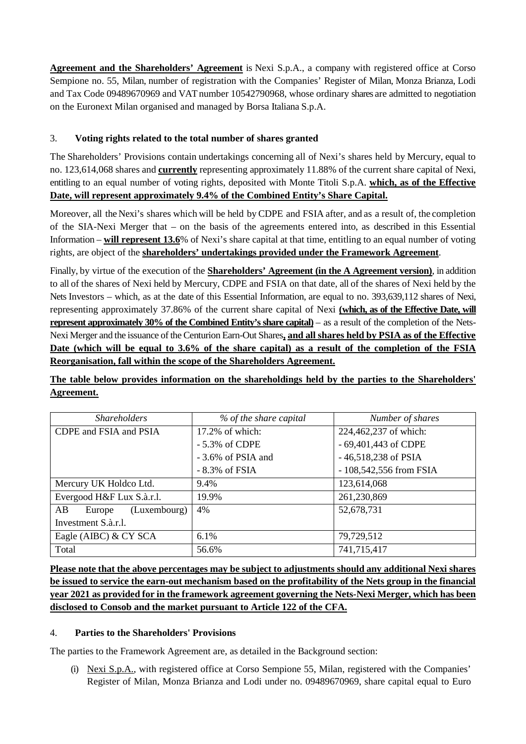**Agreement and the Shareholders' Agreement** is Nexi S.p.A., a company with registered office at Corso Sempione no. 55, Milan, number of registration with the Companies' Register of Milan, Monza Brianza, Lodi and Tax Code 09489670969 and VAT number 10542790968, whose ordinary shares are admitted to negotiation on the Euronext Milan organised and managed by Borsa Italiana S.p.A.

## 3. Voting rights related to the total number of shares granted

The Shareholders' Provisions contain undertakings concerning all of Nexi's shares held by Mercury, equal to no. 123,614,068 shares and **currently** representing approximately 11.88% of the current share capital of Nexi, entitling to an equal number of voting rights, deposited with Monte Titoli S.p.A. **which, as of the Effective Date, will represent approximately 9.4% of the Combined Entity's Share Capital.**

Moreover, all the Nexi's shares which will be held by CDPE and FSIA after, and as a result of, the completion of the SIA-Nexi Merger that – on the basis of the agreements entered into, as described in this Essential Information – **will represent 13.6**% of Nexi's share capital at that time, entitling to an equal number of voting rights, are object of the **shareholders' undertakings provided under the Framework Agreement**.

Finally, by virtue of the execution of the **Shareholders' Agreement (in the A Agreement version)**, in addition to all of the shares of Nexi held by Mercury, CDPE and FSIA on that date, all of the shares of Nexi held by the Nets Investors – which, as at the date of this Essential Information, are equal to no. 393,639,112 shares of Nexi, representing approximately 37.86% of the current share capital of Nexi **(which, as of the Effective Date, will represent approximately 30% of the Combined Entity's share capital)** – as a result of the completion of the Nets-Nexi Merger and the issuance of the Centurion Earn-Out Shares**, and all shares held by PSIA as of the Effective Date (which will be equal to 3.6% of the share capital) as a result of the completion of the FSIA Reorganisation, fall within the scope of the Shareholders Agreement.**

**The table below provides information on the shareholdings held by the parties to the Shareholders' Agreement.**

| *Shareholders* | *% of the share capital* | *Number of shares* |
|---|---|---|
| CDPE and FSIA and PSIA | 17.2% of which:<br>- 5.3% of CDPE<br>- 3.6% of PSIA and<br>- 8.3% of FSIA | 224,462,237 of which:<br>- 69,401,443 of CDPE<br>- 46,518,238 of PSIA<br>- 108,542,556 from FSIA |
| Mercury UK Holdco Ltd. | 9.4% | 123,614,068 |
| Evergood H&F Lux S.à.r.l. | 19.9% | 261,230,869 |
| AB Europe (Luxembourg) Investment S.à.r.l. | 4% | 52,678,731 |
| Eagle (AIBC) & CY SCA | 6.1% | 79,729,512 |
| Total | 56.6% | 741,715,417 |

**Please note that the above percentages may be subject to adjustments should any additional Nexi shares be issued to service the earn-out mechanism based on the profitability of the Nets group in the financial year 2021 as provided for in the framework agreement governing the Nets-Nexi Merger, which has been disclosed to Consob and the market pursuant to Article 122 of the CFA.**

## 4. Parties to the Shareholders' Provisions

The parties to the Framework Agreement are, as detailed in the Background section:

(i) Nexi S.p.A., with registered office at Corso Sempione 55, Milan, registered with the Companies' Register of Milan, Monza Brianza and Lodi under no. 09489670969, share capital equal to Euro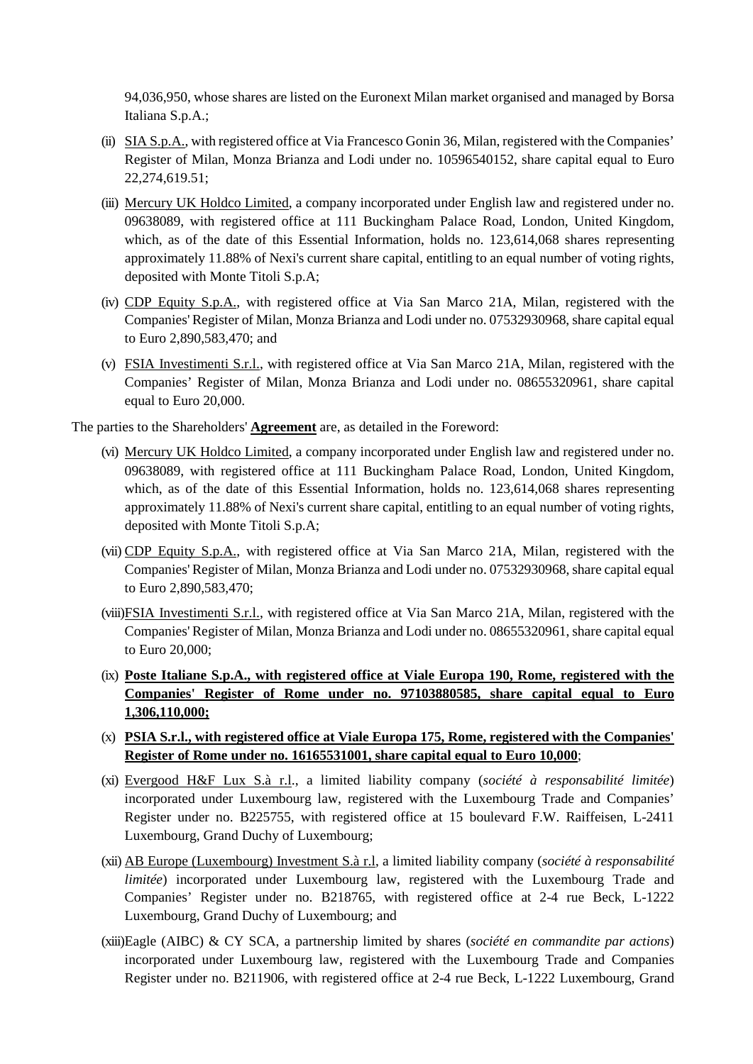94,036,950, whose shares are listed on the Euronext Milan market organised and managed by Borsa Italiana S.p.A.;

(ii) <u>SIA S.p.A.</u>, with registered office at Via Francesco Gonin 36, Milan, registered with the Companies' Register of Milan, Monza Brianza and Lodi under no. 10596540152, share capital equal to Euro 22,274,619.51;

(iii) <u>Mercury UK Holdco Limited</u>, a company incorporated under English law and registered under no. 09638089, with registered office at 111 Buckingham Palace Road, London, United Kingdom, which, as of the date of this Essential Information, holds no. 123,614,068 shares representing approximately 11.88% of Nexi's current share capital, entitling to an equal number of voting rights, deposited with Monte Titoli S.p.A;

(iv) <u>CDP Equity S.p.A.</u>, with registered office at Via San Marco 21A, Milan, registered with the Companies' Register of Milan, Monza Brianza and Lodi under no. 07532930968, share capital equal to Euro 2,890,583,470; and

(v) <u>FSIA Investimenti S.r.l.</u>, with registered office at Via San Marco 21A, Milan, registered with the Companies' Register of Milan, Monza Brianza and Lodi under no. 08655320961, share capital equal to Euro 20,000.

The parties to the Shareholders' **<u>Agreement</u>** are, as detailed in the Foreword:

(vi) <u>Mercury UK Holdco Limited</u>, a company incorporated under English law and registered under no. 09638089, with registered office at 111 Buckingham Palace Road, London, United Kingdom, which, as of the date of this Essential Information, holds no. 123,614,068 shares representing approximately 11.88% of Nexi's current share capital, entitling to an equal number of voting rights, deposited with Monte Titoli S.p.A;

(vii) <u>CDP Equity S.p.A.</u>, with registered office at Via San Marco 21A, Milan, registered with the Companies' Register of Milan, Monza Brianza and Lodi under no. 07532930968, share capital equal to Euro 2,890,583,470;

(viii) <u>FSIA Investimenti S.r.l.</u>, with registered office at Via San Marco 21A, Milan, registered with the Companies' Register of Milan, Monza Brianza and Lodi under no. 08655320961, share capital equal to Euro 20,000;

(ix) **<u>Poste Italiane S.p.A., with registered office at Viale Europa 190, Rome, registered with the Companies' Register of Rome under no. 97103880585, share capital equal to Euro 1,306,110,000;</u>**

(x) **<u>PSIA S.r.l., with registered office at Viale Europa 175, Rome, registered with the Companies' Register of Rome under no. 16165531001, share capital equal to Euro 10,000</u>**;

(xi) <u>Evergood H&F Lux S.à r.l.</u>, a limited liability company (*société à responsabilité limitée*) incorporated under Luxembourg law, registered with the Luxembourg Trade and Companies' Register under no. B225755, with registered office at 15 boulevard F.W. Raiffeisen, L-2411 Luxembourg, Grand Duchy of Luxembourg;

(xii) <u>AB Europe (Luxembourg) Investment S.à r.l</u>, a limited liability company (*société à responsabilité limitée*) incorporated under Luxembourg law, registered with the Luxembourg Trade and Companies' Register under no. B218765, with registered office at 2-4 rue Beck, L-1222 Luxembourg, Grand Duchy of Luxembourg; and

(xiii) Eagle (AIBC) & CY SCA, a partnership limited by shares (*société en commandite par actions*) incorporated under Luxembourg law, registered with the Luxembourg Trade and Companies Register under no. B211906, with registered office at 2-4 rue Beck, L-1222 Luxembourg, Grand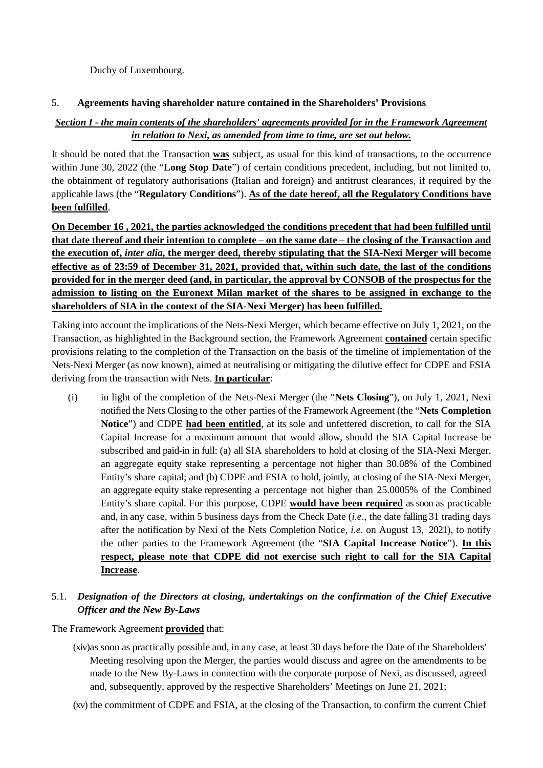Duchy of Luxembourg.

## 5. Agreements having shareholder nature contained in the Shareholders' Provisions

***Section I - the main contents of the shareholders' agreements provided for in the Framework Agreement in relation to Nexi, as amended from time to time, are set out below.***

It should be noted that the Transaction **was** subject, as usual for this kind of transactions, to the occurrence within June 30, 2022 (the "**Long Stop Date**") of certain conditions precedent, including, but not limited to, the obtainment of regulatory authorisations (Italian and foreign) and antitrust clearances, if required by the applicable laws (the "**Regulatory Conditions**"). **As of the date hereof, all the Regulatory Conditions have been fulfilled**.

**On December 16 , 2021, the parties acknowledged the conditions precedent that had been fulfilled until that date thereof and their intention to complete – on the same date – the closing of the Transaction and the execution of, *inter alia*, the merger deed, thereby stipulating that the SIA-Nexi Merger will become effective as of 23:59 of December 31, 2021, provided that, within such date, the last of the conditions provided for in the merger deed (and, in particular, the approval by CONSOB of the prospectus for the admission to listing on the Euronext Milan market of the shares to be assigned in exchange to the shareholders of SIA in the context of the SIA-Nexi Merger) has been fulfilled.**

Taking into account the implications of the Nets-Nexi Merger, which became effective on July 1, 2021, on the Transaction, as highlighted in the Background section, the Framework Agreement **contained** certain specific provisions relating to the completion of the Transaction on the basis of the timeline of implementation of the Nets-Nexi Merger (as now known), aimed at neutralising or mitigating the dilutive effect for CDPE and FSIA deriving from the transaction with Nets. **In particular**:

(i) in light of the completion of the Nets-Nexi Merger (the "**Nets Closing**"), on July 1, 2021, Nexi notified the Nets Closing to the other parties of the Framework Agreement (the "**Nets Completion Notice**") and CDPE **had been entitled**, at its sole and unfettered discretion, to call for the SIA Capital Increase for a maximum amount that would allow, should the SIA Capital Increase be subscribed and paid-in in full: (a) all SIA shareholders to hold at closing of the SIA-Nexi Merger, an aggregate equity stake representing a percentage not higher than 30.08% of the Combined Entity's share capital; and (b) CDPE and FSIA to hold, jointly, at closing of the SIA-Nexi Merger, an aggregate equity stake representing a percentage not higher than 25.0005% of the Combined Entity's share capital. For this purpose, CDPE **would have been required** as soon as practicable and, in any case, within 5 business days from the Check Date (*i.e*., the date falling 31 trading days after the notification by Nexi of the Nets Completion Notice, *i.e.* on August 13, 2021), to notify the other parties to the Framework Agreement (the "**SIA Capital Increase Notice**"). **In this respect, please note that CDPE did not exercise such right to call for the SIA Capital Increase**.

### 5.1. *Designation of the Directors at closing, undertakings on the confirmation of the Chief Executive Officer and the New By-Laws*

The Framework Agreement **provided** that:

(xiv) as soon as practically possible and, in any case, at least 30 days before the Date of the Shareholders' Meeting resolving upon the Merger, the parties would discuss and agree on the amendments to be made to the New By-Laws in connection with the corporate purpose of Nexi, as discussed, agreed and, subsequently, approved by the respective Shareholders' Meetings on June 21, 2021;

(xv) the commitment of CDPE and FSIA, at the closing of the Transaction, to confirm the current Chief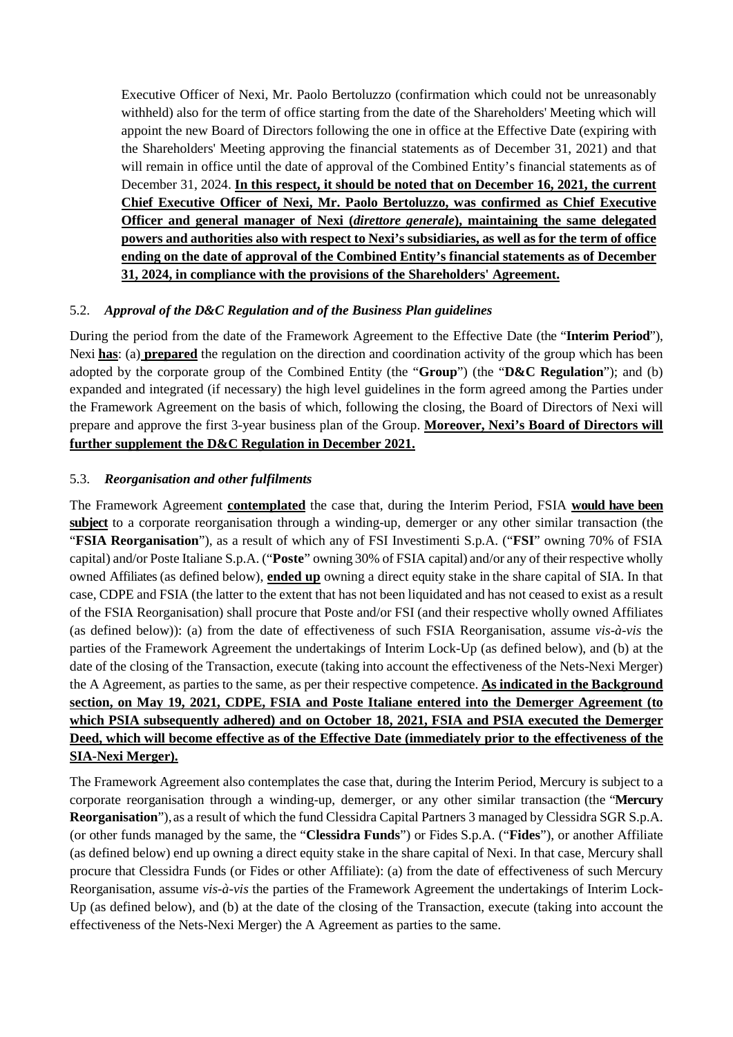Executive Officer of Nexi, Mr. Paolo Bertoluzzo (confirmation which could not be unreasonably withheld) also for the term of office starting from the date of the Shareholders' Meeting which will appoint the new Board of Directors following the one in office at the Effective Date (expiring with the Shareholders' Meeting approving the financial statements as of December 31, 2021) and that will remain in office until the date of approval of the Combined Entity's financial statements as of December 31, 2024. **In this respect, it should be noted that on December 16, 2021, the current Chief Executive Officer of Nexi, Mr. Paolo Bertoluzzo, was confirmed as Chief Executive Officer and general manager of Nexi (*direttore generale*), maintaining the same delegated powers and authorities also with respect to Nexi's subsidiaries, as well as for the term of office ending on the date of approval of the Combined Entity's financial statements as of December 31, 2024, in compliance with the provisions of the Shareholders' Agreement.**

### 5.2. *Approval of the D&C Regulation and of the Business Plan guidelines*

During the period from the date of the Framework Agreement to the Effective Date (the "**Interim Period**"), Nexi **has**: (a) **prepared** the regulation on the direction and coordination activity of the group which has been adopted by the corporate group of the Combined Entity (the "**Group**") (the "**D&C Regulation**"); and (b) expanded and integrated (if necessary) the high level guidelines in the form agreed among the Parties under the Framework Agreement on the basis of which, following the closing, the Board of Directors of Nexi will prepare and approve the first 3-year business plan of the Group. **Moreover, Nexi's Board of Directors will further supplement the D&C Regulation in December 2021.**

### 5.3. *Reorganisation and other fulfilments*

The Framework Agreement **contemplated** the case that, during the Interim Period, FSIA **would have been subject** to a corporate reorganisation through a winding-up, demerger or any other similar transaction (the "**FSIA Reorganisation**"), as a result of which any of FSI Investimenti S.p.A. ("**FSI**" owning 70% of FSIA capital) and/or Poste Italiane S.p.A. ("**Poste**" owning 30% of FSIA capital) and/or any of their respective wholly owned Affiliates (as defined below), **ended up** owning a direct equity stake in the share capital of SIA. In that case, CDPE and FSIA (the latter to the extent that has not been liquidated and has not ceased to exist as a result of the FSIA Reorganisation) shall procure that Poste and/or FSI (and their respective wholly owned Affiliates (as defined below)): (a) from the date of effectiveness of such FSIA Reorganisation, assume *vis-à-vis* the parties of the Framework Agreement the undertakings of Interim Lock-Up (as defined below), and (b) at the date of the closing of the Transaction, execute (taking into account the effectiveness of the Nets-Nexi Merger) the A Agreement, as parties to the same, as per their respective competence. **As indicated in the Background section, on May 19, 2021, CDPE, FSIA and Poste Italiane entered into the Demerger Agreement (to which PSIA subsequently adhered) and on October 18, 2021, FSIA and PSIA executed the Demerger Deed, which will become effective as of the Effective Date (immediately prior to the effectiveness of the SIA-Nexi Merger).**

The Framework Agreement also contemplates the case that, during the Interim Period, Mercury is subject to a corporate reorganisation through a winding-up, demerger, or any other similar transaction (the "**Mercury Reorganisation**"), as a result of which the fund Clessidra Capital Partners 3 managed by Clessidra SGR S.p.A. (or other funds managed by the same, the "**Clessidra Funds**") or Fides S.p.A. ("**Fides**"), or another Affiliate (as defined below) end up owning a direct equity stake in the share capital of Nexi. In that case, Mercury shall procure that Clessidra Funds (or Fides or other Affiliate): (a) from the date of effectiveness of such Mercury Reorganisation, assume *vis-à-vis* the parties of the Framework Agreement the undertakings of Interim Lock-Up (as defined below), and (b) at the date of the closing of the Transaction, execute (taking into account the effectiveness of the Nets-Nexi Merger) the A Agreement as parties to the same.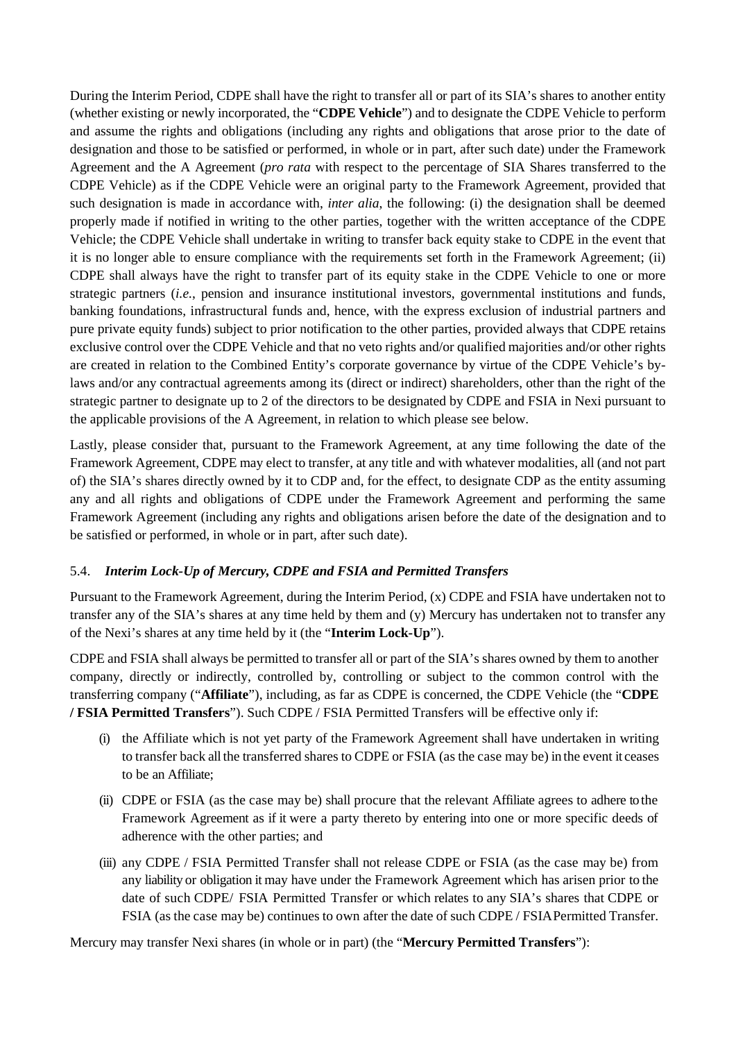During the Interim Period, CDPE shall have the right to transfer all or part of its SIA's shares to another entity (whether existing or newly incorporated, the "**CDPE Vehicle**") and to designate the CDPE Vehicle to perform and assume the rights and obligations (including any rights and obligations that arose prior to the date of designation and those to be satisfied or performed, in whole or in part, after such date) under the Framework Agreement and the A Agreement (*pro rata* with respect to the percentage of SIA Shares transferred to the CDPE Vehicle) as if the CDPE Vehicle were an original party to the Framework Agreement, provided that such designation is made in accordance with, *inter alia*, the following: (i) the designation shall be deemed properly made if notified in writing to the other parties, together with the written acceptance of the CDPE Vehicle; the CDPE Vehicle shall undertake in writing to transfer back equity stake to CDPE in the event that it is no longer able to ensure compliance with the requirements set forth in the Framework Agreement; (ii) CDPE shall always have the right to transfer part of its equity stake in the CDPE Vehicle to one or more strategic partners (*i.e.*, pension and insurance institutional investors, governmental institutions and funds, banking foundations, infrastructural funds and, hence, with the express exclusion of industrial partners and pure private equity funds) subject to prior notification to the other parties, provided always that CDPE retains exclusive control over the CDPE Vehicle and that no veto rights and/or qualified majorities and/or other rights are created in relation to the Combined Entity's corporate governance by virtue of the CDPE Vehicle's by-laws and/or any contractual agreements among its (direct or indirect) shareholders, other than the right of the strategic partner to designate up to 2 of the directors to be designated by CDPE and FSIA in Nexi pursuant to the applicable provisions of the A Agreement, in relation to which please see below.

Lastly, please consider that, pursuant to the Framework Agreement, at any time following the date of the Framework Agreement, CDPE may elect to transfer, at any title and with whatever modalities, all (and not part of) the SIA's shares directly owned by it to CDP and, for the effect, to designate CDP as the entity assuming any and all rights and obligations of CDPE under the Framework Agreement and performing the same Framework Agreement (including any rights and obligations arisen before the date of the designation and to be satisfied or performed, in whole or in part, after such date).

### 5.4. *Interim Lock-Up of Mercury, CDPE and FSIA and Permitted Transfers*

Pursuant to the Framework Agreement, during the Interim Period, (x) CDPE and FSIA have undertaken not to transfer any of the SIA's shares at any time held by them and (y) Mercury has undertaken not to transfer any of the Nexi's shares at any time held by it (the "**Interim Lock-Up**").

CDPE and FSIA shall always be permitted to transfer all or part of the SIA's shares owned by them to another company, directly or indirectly, controlled by, controlling or subject to the common control with the transferring company ("**Affiliate**"), including, as far as CDPE is concerned, the CDPE Vehicle (the "**CDPE / FSIA Permitted Transfers**"). Such CDPE / FSIA Permitted Transfers will be effective only if:

(i) the Affiliate which is not yet party of the Framework Agreement shall have undertaken in writing to transfer back all the transferred shares to CDPE or FSIA (as the case may be) in the event it ceases to be an Affiliate;

(ii) CDPE or FSIA (as the case may be) shall procure that the relevant Affiliate agrees to adhere to the Framework Agreement as if it were a party thereto by entering into one or more specific deeds of adherence with the other parties; and

(iii) any CDPE / FSIA Permitted Transfer shall not release CDPE or FSIA (as the case may be) from any liability or obligation it may have under the Framework Agreement which has arisen prior to the date of such CDPE/ FSIA Permitted Transfer or which relates to any SIA's shares that CDPE or FSIA (as the case may be) continues to own after the date of such CDPE / FSIA Permitted Transfer.

Mercury may transfer Nexi shares (in whole or in part) (the "**Mercury Permitted Transfers**"):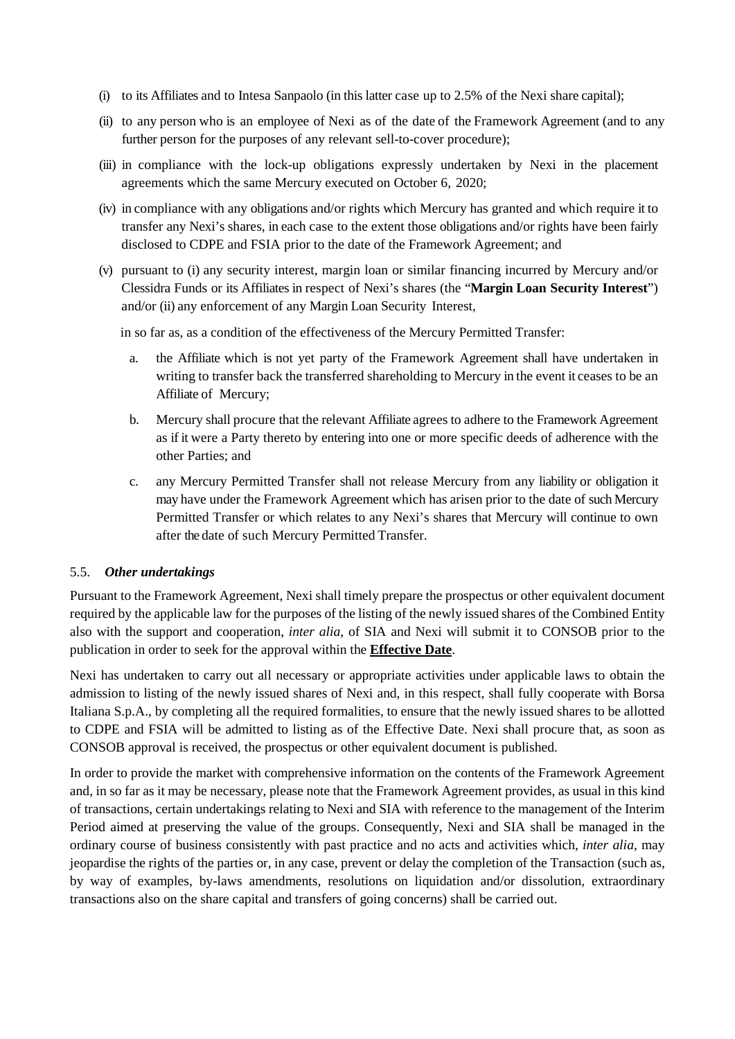(i) to its Affiliates and to Intesa Sanpaolo (in this latter case up to 2.5% of the Nexi share capital);

(ii) to any person who is an employee of Nexi as of the date of the Framework Agreement (and to any further person for the purposes of any relevant sell-to-cover procedure);

(iii) in compliance with the lock-up obligations expressly undertaken by Nexi in the placement agreements which the same Mercury executed on October 6, 2020;

(iv) in compliance with any obligations and/or rights which Mercury has granted and which require it to transfer any Nexi's shares, in each case to the extent those obligations and/or rights have been fairly disclosed to CDPE and FSIA prior to the date of the Framework Agreement; and

(v) pursuant to (i) any security interest, margin loan or similar financing incurred by Mercury and/or Clessidra Funds or its Affiliates in respect of Nexi's shares (the "**Margin Loan Security Interest**") and/or (ii) any enforcement of any Margin Loan Security Interest,

in so far as, as a condition of the effectiveness of the Mercury Permitted Transfer:

a. the Affiliate which is not yet party of the Framework Agreement shall have undertaken in writing to transfer back the transferred shareholding to Mercury in the event it ceases to be an Affiliate of Mercury;

b. Mercury shall procure that the relevant Affiliate agrees to adhere to the Framework Agreement as if it were a Party thereto by entering into one or more specific deeds of adherence with the other Parties; and

c. any Mercury Permitted Transfer shall not release Mercury from any liability or obligation it may have under the Framework Agreement which has arisen prior to the date of such Mercury Permitted Transfer or which relates to any Nexi's shares that Mercury will continue to own after the date of such Mercury Permitted Transfer.

### 5.5. *Other undertakings*

Pursuant to the Framework Agreement, Nexi shall timely prepare the prospectus or other equivalent document required by the applicable law for the purposes of the listing of the newly issued shares of the Combined Entity also with the support and cooperation, *inter alia*, of SIA and Nexi will submit it to CONSOB prior to the publication in order to seek for the approval within the **Effective Date**.

Nexi has undertaken to carry out all necessary or appropriate activities under applicable laws to obtain the admission to listing of the newly issued shares of Nexi and, in this respect, shall fully cooperate with Borsa Italiana S.p.A., by completing all the required formalities, to ensure that the newly issued shares to be allotted to CDPE and FSIA will be admitted to listing as of the Effective Date. Nexi shall procure that, as soon as CONSOB approval is received, the prospectus or other equivalent document is published.

In order to provide the market with comprehensive information on the contents of the Framework Agreement and, in so far as it may be necessary, please note that the Framework Agreement provides, as usual in this kind of transactions, certain undertakings relating to Nexi and SIA with reference to the management of the Interim Period aimed at preserving the value of the groups. Consequently, Nexi and SIA shall be managed in the ordinary course of business consistently with past practice and no acts and activities which, *inter alia*, may jeopardise the rights of the parties or, in any case, prevent or delay the completion of the Transaction (such as, by way of examples, by-laws amendments, resolutions on liquidation and/or dissolution, extraordinary transactions also on the share capital and transfers of going concerns) shall be carried out.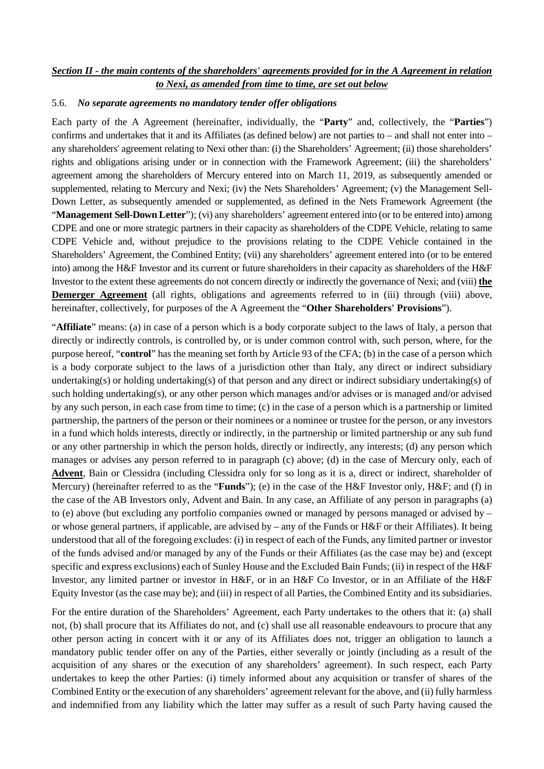***Section II - the main contents of the shareholders' agreements provided for in the A Agreement in relation to Nexi, as amended from time to time, are set out below***

5.6. ***No separate agreements no mandatory tender offer obligations***

Each party of the A Agreement (hereinafter, individually, the "**Party**" and, collectively, the "**Parties**") confirms and undertakes that it and its Affiliates (as defined below) are not parties to – and shall not enter into – any shareholders' agreement relating to Nexi other than: (i) the Shareholders' Agreement; (ii) those shareholders' rights and obligations arising under or in connection with the Framework Agreement; (iii) the shareholders' agreement among the shareholders of Mercury entered into on March 11, 2019, as subsequently amended or supplemented, relating to Mercury and Nexi; (iv) the Nets Shareholders' Agreement; (v) the Management Sell-Down Letter, as subsequently amended or supplemented, as defined in the Nets Framework Agreement (the "**Management Sell-Down Letter**"); (vi) any shareholders' agreement entered into (or to be entered into) among CDPE and one or more strategic partners in their capacity as shareholders of the CDPE Vehicle, relating to same CDPE Vehicle and, without prejudice to the provisions relating to the CDPE Vehicle contained in the Shareholders' Agreement, the Combined Entity; (vii) any shareholders' agreement entered into (or to be entered into) among the H&F Investor and its current or future shareholders in their capacity as shareholders of the H&F Investor to the extent these agreements do not concern directly or indirectly the governance of Nexi; and (viii) **the Demerger Agreement** (all rights, obligations and agreements referred to in (iii) through (viii) above, hereinafter, collectively, for purposes of the A Agreement the "**Other Shareholders' Provisions**").

"**Affiliate**" means: (a) in case of a person which is a body corporate subject to the laws of Italy, a person that directly or indirectly controls, is controlled by, or is under common control with, such person, where, for the purpose hereof, "**control**" has the meaning set forth by Article 93 of the CFA; (b) in the case of a person which is a body corporate subject to the laws of a jurisdiction other than Italy, any direct or indirect subsidiary undertaking(s) or holding undertaking(s) of that person and any direct or indirect subsidiary undertaking(s) of such holding undertaking(s), or any other person which manages and/or advises or is managed and/or advised by any such person, in each case from time to time; (c) in the case of a person which is a partnership or limited partnership, the partners of the person or their nominees or a nominee or trustee for the person, or any investors in a fund which holds interests, directly or indirectly, in the partnership or limited partnership or any sub fund or any other partnership in which the person holds, directly or indirectly, any interests; (d) any person which manages or advises any person referred to in paragraph (c) above; (d) in the case of Mercury only, each of **Advent**, Bain or Clessidra (including Clessidra only for so long as it is a, direct or indirect, shareholder of Mercury) (hereinafter referred to as the "**Funds**"); (e) in the case of the H&F Investor only, H&F; and (f) in the case of the AB Investors only, Advent and Bain. In any case, an Affiliate of any person in paragraphs (a) to (e) above (but excluding any portfolio companies owned or managed by persons managed or advised by – or whose general partners, if applicable, are advised by – any of the Funds or H&F or their Affiliates). It being understood that all of the foregoing excludes: (i) in respect of each of the Funds, any limited partner or investor of the funds advised and/or managed by any of the Funds or their Affiliates (as the case may be) and (except specific and express exclusions) each of Sunley House and the Excluded Bain Funds; (ii) in respect of the H&F Investor, any limited partner or investor in H&F, or in an H&F Co Investor, or in an Affiliate of the H&F Equity Investor (as the case may be); and (iii) in respect of all Parties, the Combined Entity and its subsidiaries.

For the entire duration of the Shareholders' Agreement, each Party undertakes to the others that it: (a) shall not, (b) shall procure that its Affiliates do not, and (c) shall use all reasonable endeavours to procure that any other person acting in concert with it or any of its Affiliates does not, trigger an obligation to launch a mandatory public tender offer on any of the Parties, either severally or jointly (including as a result of the acquisition of any shares or the execution of any shareholders' agreement). In such respect, each Party undertakes to keep the other Parties: (i) timely informed about any acquisition or transfer of shares of the Combined Entity or the execution of any shareholders' agreement relevant for the above, and (ii) fully harmless and indemnified from any liability which the latter may suffer as a result of such Party having caused the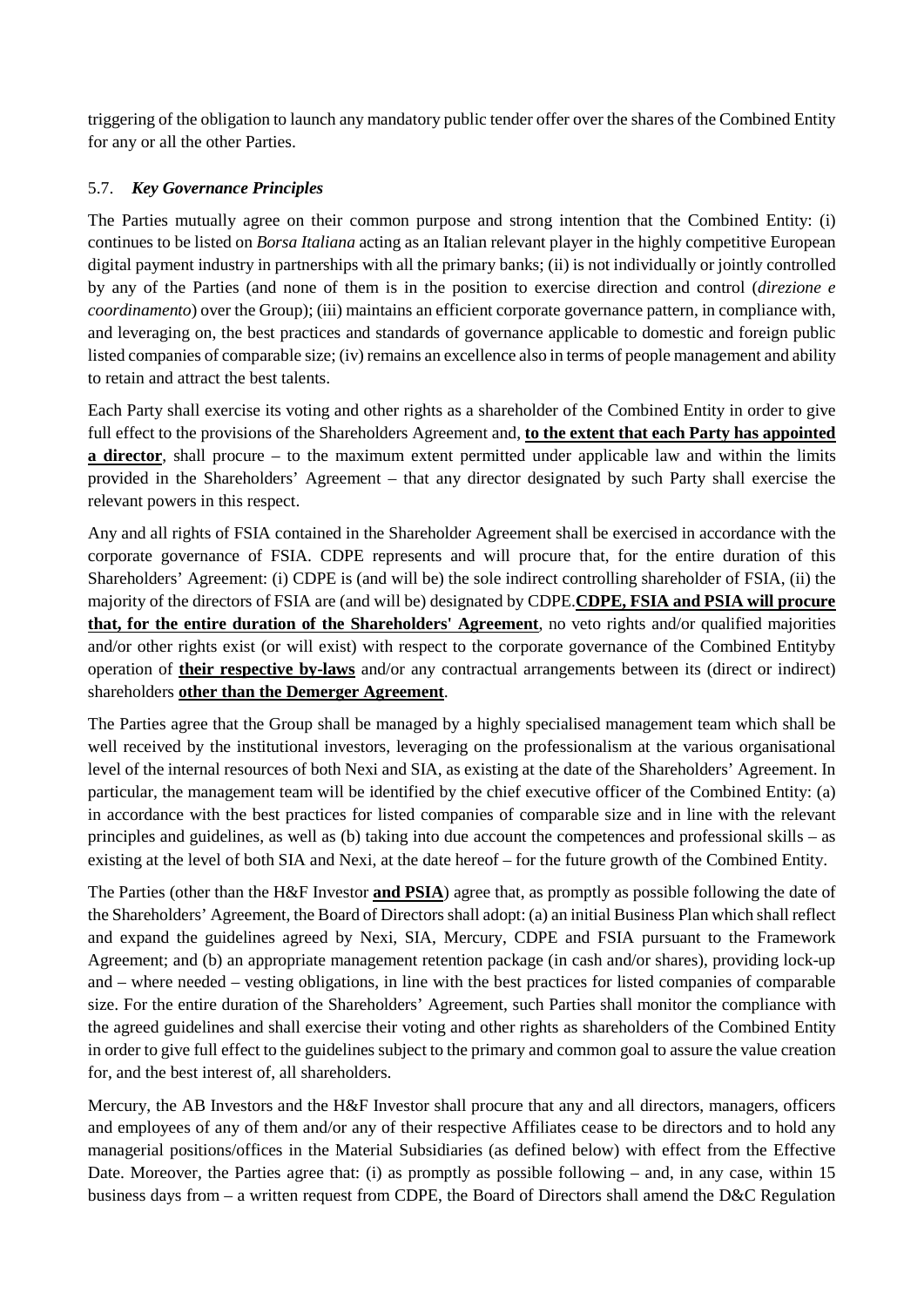triggering of the obligation to launch any mandatory public tender offer over the shares of the Combined Entity for any or all the other Parties.

### 5.7. *Key Governance Principles*

The Parties mutually agree on their common purpose and strong intention that the Combined Entity: (i) continues to be listed on *Borsa Italiana* acting as an Italian relevant player in the highly competitive European digital payment industry in partnerships with all the primary banks; (ii) is not individually or jointly controlled by any of the Parties (and none of them is in the position to exercise direction and control (*direzione e coordinamento*) over the Group); (iii) maintains an efficient corporate governance pattern, in compliance with, and leveraging on, the best practices and standards of governance applicable to domestic and foreign public listed companies of comparable size; (iv) remains an excellence also in terms of people management and ability to retain and attract the best talents.

Each Party shall exercise its voting and other rights as a shareholder of the Combined Entity in order to give full effect to the provisions of the Shareholders Agreement and, **<u>to the extent that each Party has appointed a director</u>**, shall procure – to the maximum extent permitted under applicable law and within the limits provided in the Shareholders' Agreement – that any director designated by such Party shall exercise the relevant powers in this respect.

Any and all rights of FSIA contained in the Shareholder Agreement shall be exercised in accordance with the corporate governance of FSIA. CDPE represents and will procure that, for the entire duration of this Shareholders' Agreement: (i) CDPE is (and will be) the sole indirect controlling shareholder of FSIA, (ii) the majority of the directors of FSIA are (and will be) designated by CDPE.**<u>CDPE, FSIA and PSIA will procure that, for the entire duration of the Shareholders' Agreement</u>**, no veto rights and/or qualified majorities and/or other rights exist (or will exist) with respect to the corporate governance of the Combined Entityby operation of **<u>their respective by-laws</u>** and/or any contractual arrangements between its (direct or indirect) shareholders **<u>other than the Demerger Agreement</u>**.

The Parties agree that the Group shall be managed by a highly specialised management team which shall be well received by the institutional investors, leveraging on the professionalism at the various organisational level of the internal resources of both Nexi and SIA, as existing at the date of the Shareholders' Agreement. In particular, the management team will be identified by the chief executive officer of the Combined Entity: (a) in accordance with the best practices for listed companies of comparable size and in line with the relevant principles and guidelines, as well as (b) taking into due account the competences and professional skills – as existing at the level of both SIA and Nexi, at the date hereof – for the future growth of the Combined Entity.

The Parties (other than the H&F Investor **<u>and PSIA</u>**) agree that, as promptly as possible following the date of the Shareholders' Agreement, the Board of Directors shall adopt: (a) an initial Business Plan which shall reflect and expand the guidelines agreed by Nexi, SIA, Mercury, CDPE and FSIA pursuant to the Framework Agreement; and (b) an appropriate management retention package (in cash and/or shares), providing lock-up and – where needed – vesting obligations, in line with the best practices for listed companies of comparable size. For the entire duration of the Shareholders' Agreement, such Parties shall monitor the compliance with the agreed guidelines and shall exercise their voting and other rights as shareholders of the Combined Entity in order to give full effect to the guidelines subject to the primary and common goal to assure the value creation for, and the best interest of, all shareholders.

Mercury, the AB Investors and the H&F Investor shall procure that any and all directors, managers, officers and employees of any of them and/or any of their respective Affiliates cease to be directors and to hold any managerial positions/offices in the Material Subsidiaries (as defined below) with effect from the Effective Date. Moreover, the Parties agree that: (i) as promptly as possible following – and, in any case, within 15 business days from – a written request from CDPE, the Board of Directors shall amend the D&C Regulation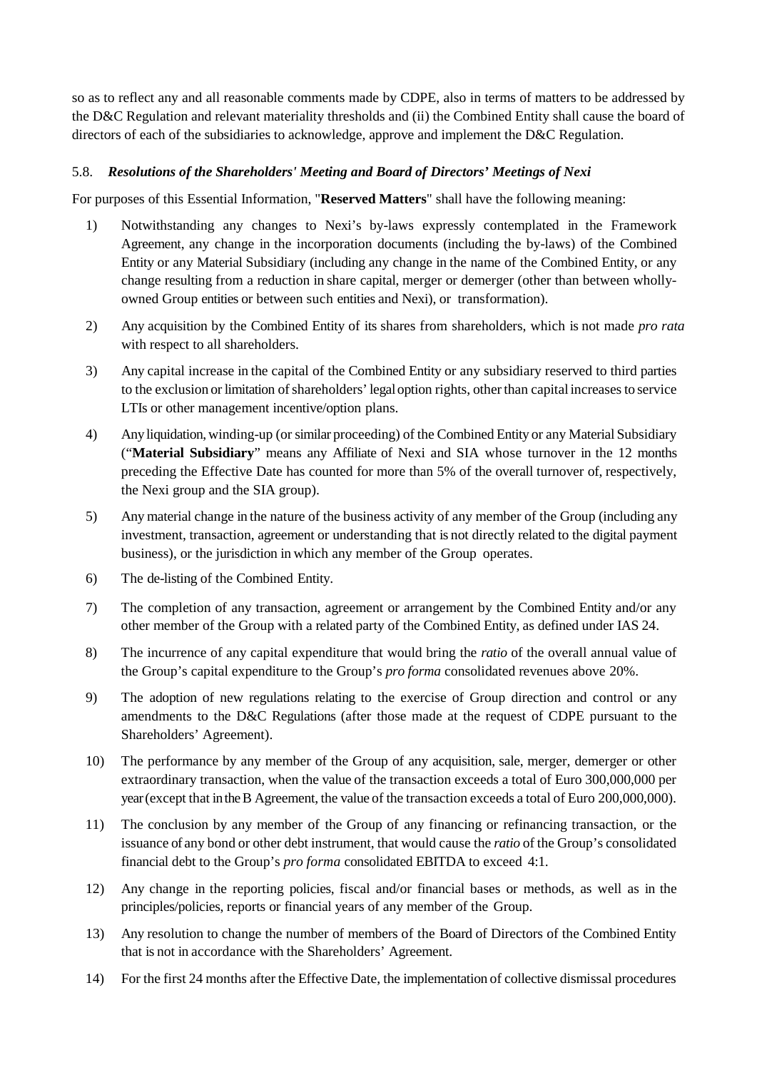so as to reflect any and all reasonable comments made by CDPE, also in terms of matters to be addressed by the D&C Regulation and relevant materiality thresholds and (ii) the Combined Entity shall cause the board of directors of each of the subsidiaries to acknowledge, approve and implement the D&C Regulation.

### 5.8. *Resolutions of the Shareholders' Meeting and Board of Directors' Meetings of Nexi*

For purposes of this Essential Information, "**Reserved Matters**" shall have the following meaning:

1) Notwithstanding any changes to Nexi's by-laws expressly contemplated in the Framework Agreement, any change in the incorporation documents (including the by-laws) of the Combined Entity or any Material Subsidiary (including any change in the name of the Combined Entity, or any change resulting from a reduction in share capital, merger or demerger (other than between wholly-owned Group entities or between such entities and Nexi), or transformation).

2) Any acquisition by the Combined Entity of its shares from shareholders, which is not made *pro rata* with respect to all shareholders.

3) Any capital increase in the capital of the Combined Entity or any subsidiary reserved to third parties to the exclusion or limitation of shareholders' legal option rights, other than capital increases to service LTIs or other management incentive/option plans.

4) Any liquidation, winding-up (or similar proceeding) of the Combined Entity or any Material Subsidiary ("**Material Subsidiary**" means any Affiliate of Nexi and SIA whose turnover in the 12 months preceding the Effective Date has counted for more than 5% of the overall turnover of, respectively, the Nexi group and the SIA group).

5) Any material change in the nature of the business activity of any member of the Group (including any investment, transaction, agreement or understanding that is not directly related to the digital payment business), or the jurisdiction in which any member of the Group operates.

6) The de-listing of the Combined Entity.

7) The completion of any transaction, agreement or arrangement by the Combined Entity and/or any other member of the Group with a related party of the Combined Entity, as defined under IAS 24.

8) The incurrence of any capital expenditure that would bring the *ratio* of the overall annual value of the Group's capital expenditure to the Group's *pro forma* consolidated revenues above 20%.

9) The adoption of new regulations relating to the exercise of Group direction and control or any amendments to the D&C Regulations (after those made at the request of CDPE pursuant to the Shareholders' Agreement).

10) The performance by any member of the Group of any acquisition, sale, merger, demerger or other extraordinary transaction, when the value of the transaction exceeds a total of Euro 300,000,000 per year (except that in the B Agreement, the value of the transaction exceeds a total of Euro 200,000,000).

11) The conclusion by any member of the Group of any financing or refinancing transaction, or the issuance of any bond or other debt instrument, that would cause the *ratio* of the Group's consolidated financial debt to the Group's *pro forma* consolidated EBITDA to exceed 4:1.

12) Any change in the reporting policies, fiscal and/or financial bases or methods, as well as in the principles/policies, reports or financial years of any member of the Group.

13) Any resolution to change the number of members of the Board of Directors of the Combined Entity that is not in accordance with the Shareholders' Agreement.

14) For the first 24 months after the Effective Date, the implementation of collective dismissal procedures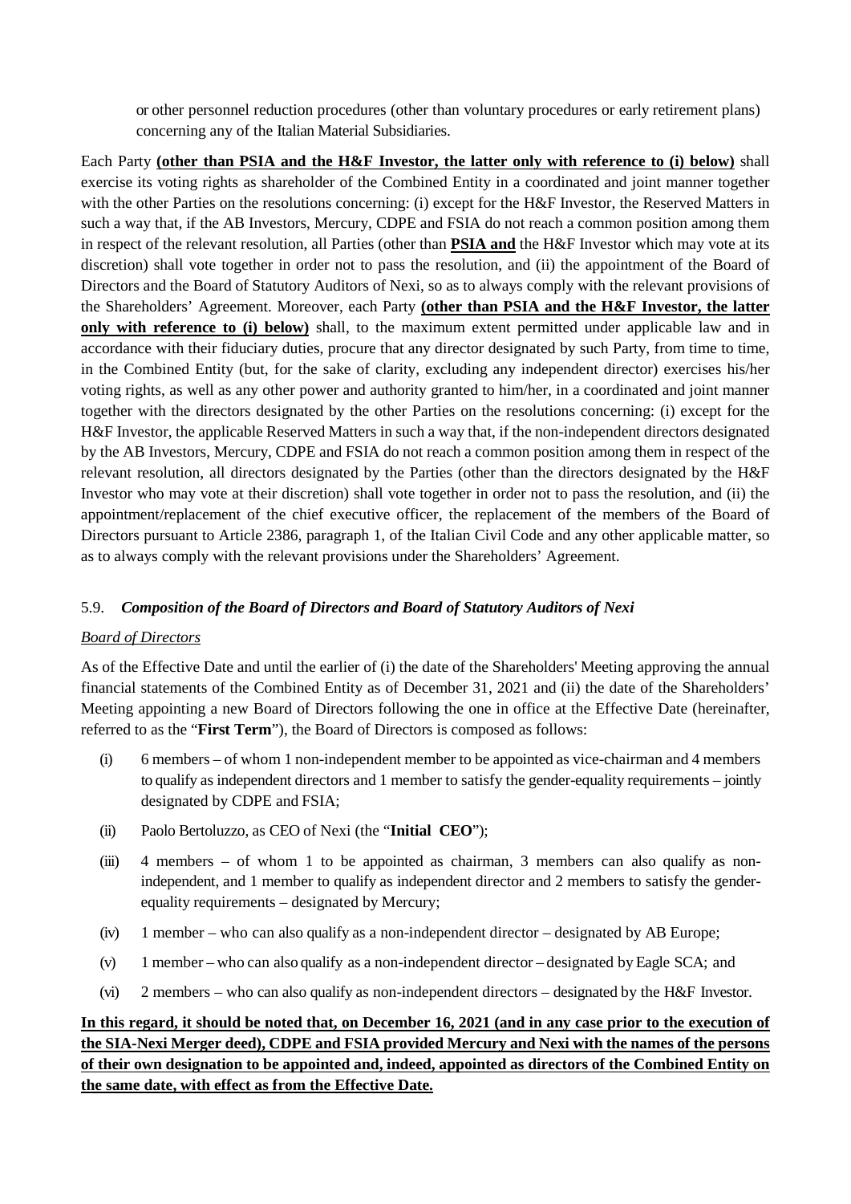or other personnel reduction procedures (other than voluntary procedures or early retirement plans) concerning any of the Italian Material Subsidiaries.

Each Party **(other than PSIA and the H&F Investor, the latter only with reference to (i) below)** shall exercise its voting rights as shareholder of the Combined Entity in a coordinated and joint manner together with the other Parties on the resolutions concerning: (i) except for the H&F Investor, the Reserved Matters in such a way that, if the AB Investors, Mercury, CDPE and FSIA do not reach a common position among them in respect of the relevant resolution, all Parties (other than **PSIA and** the H&F Investor which may vote at its discretion) shall vote together in order not to pass the resolution, and (ii) the appointment of the Board of Directors and the Board of Statutory Auditors of Nexi, so as to always comply with the relevant provisions of the Shareholders' Agreement. Moreover, each Party **(other than PSIA and the H&F Investor, the latter only with reference to (i) below)** shall, to the maximum extent permitted under applicable law and in accordance with their fiduciary duties, procure that any director designated by such Party, from time to time, in the Combined Entity (but, for the sake of clarity, excluding any independent director) exercises his/her voting rights, as well as any other power and authority granted to him/her, in a coordinated and joint manner together with the directors designated by the other Parties on the resolutions concerning: (i) except for the H&F Investor, the applicable Reserved Matters in such a way that, if the non-independent directors designated by the AB Investors, Mercury, CDPE and FSIA do not reach a common position among them in respect of the relevant resolution, all directors designated by the Parties (other than the directors designated by the H&F Investor who may vote at their discretion) shall vote together in order not to pass the resolution, and (ii) the appointment/replacement of the chief executive officer, the replacement of the members of the Board of Directors pursuant to Article 2386, paragraph 1, of the Italian Civil Code and any other applicable matter, so as to always comply with the relevant provisions under the Shareholders' Agreement.

## 5.9. *Composition of the Board of Directors and Board of Statutory Auditors of Nexi*

*Board of Directors*

As of the Effective Date and until the earlier of (i) the date of the Shareholders' Meeting approving the annual financial statements of the Combined Entity as of December 31, 2021 and (ii) the date of the Shareholders' Meeting appointing a new Board of Directors following the one in office at the Effective Date (hereinafter, referred to as the "**First Term**"), the Board of Directors is composed as follows:

(i) 6 members – of whom 1 non-independent member to be appointed as vice-chairman and 4 members to qualify as independent directors and 1 member to satisfy the gender-equality requirements – jointly designated by CDPE and FSIA;

(ii) Paolo Bertoluzzo, as CEO of Nexi (the "**Initial CEO**");

(iii) 4 members – of whom 1 to be appointed as chairman, 3 members can also qualify as non-independent, and 1 member to qualify as independent director and 2 members to satisfy the gender-equality requirements – designated by Mercury;

(iv) 1 member – who can also qualify as a non-independent director – designated by AB Europe;

(v) 1 member – who can also qualify as a non-independent director – designated by Eagle SCA; and

(vi) 2 members – who can also qualify as non-independent directors – designated by the H&F Investor.

**In this regard, it should be noted that, on December 16, 2021 (and in any case prior to the execution of the SIA-Nexi Merger deed), CDPE and FSIA provided Mercury and Nexi with the names of the persons of their own designation to be appointed and, indeed, appointed as directors of the Combined Entity on the same date, with effect as from the Effective Date.**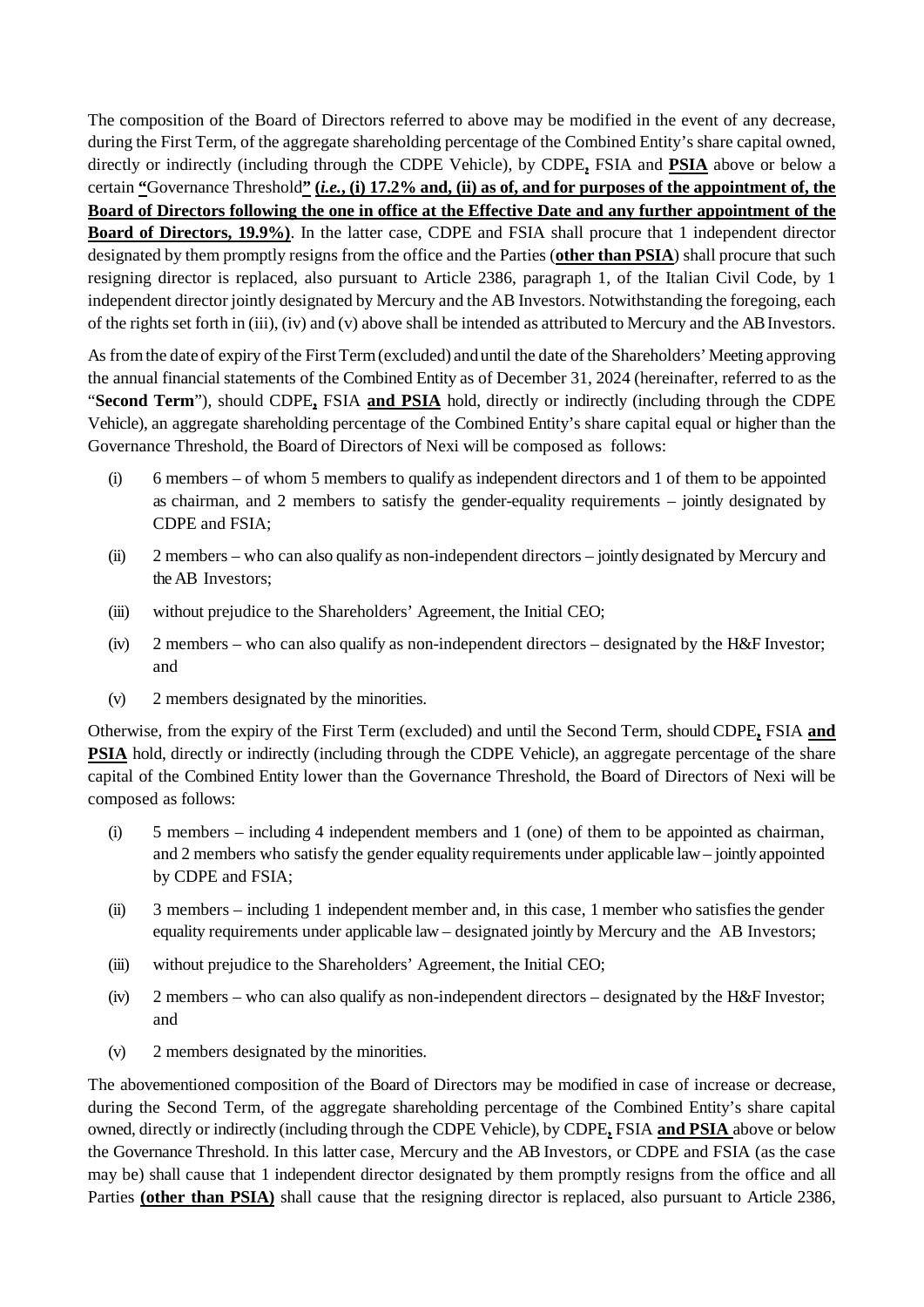The composition of the Board of Directors referred to above may be modified in the event of any decrease, during the First Term, of the aggregate shareholding percentage of the Combined Entity's share capital owned, directly or indirectly (including through the CDPE Vehicle), by CDPE**,** FSIA and **PSIA** above or below a certain **"**Governance Threshold**" (*i.e.*, (i) 17.2% and, (ii) as of, and for purposes of the appointment of, the Board of Directors following the one in office at the Effective Date and any further appointment of the Board of Directors, 19.9%)**. In the latter case, CDPE and FSIA shall procure that 1 independent director designated by them promptly resigns from the office and the Parties (**other than PSIA**) shall procure that such resigning director is replaced, also pursuant to Article 2386, paragraph 1, of the Italian Civil Code, by 1 independent director jointly designated by Mercury and the AB Investors. Notwithstanding the foregoing, each of the rights set forth in (iii), (iv) and (v) above shall be intended as attributed to Mercury and the AB Investors.

As from the date of expiry of the First Term (excluded) and until the date of the Shareholders' Meeting approving the annual financial statements of the Combined Entity as of December 31, 2024 (hereinafter, referred to as the "**Second Term**"), should CDPE**,** FSIA **and PSIA** hold, directly or indirectly (including through the CDPE Vehicle), an aggregate shareholding percentage of the Combined Entity's share capital equal or higher than the Governance Threshold, the Board of Directors of Nexi will be composed as follows:

(i) 6 members – of whom 5 members to qualify as independent directors and 1 of them to be appointed as chairman, and 2 members to satisfy the gender-equality requirements – jointly designated by CDPE and FSIA;

(ii) 2 members – who can also qualify as non-independent directors – jointly designated by Mercury and the AB Investors;

(iii) without prejudice to the Shareholders' Agreement, the Initial CEO;

(iv) 2 members – who can also qualify as non-independent directors – designated by the H&F Investor; and

(v) 2 members designated by the minorities.

Otherwise, from the expiry of the First Term (excluded) and until the Second Term, should CDPE**,** FSIA **and PSIA** hold, directly or indirectly (including through the CDPE Vehicle), an aggregate percentage of the share capital of the Combined Entity lower than the Governance Threshold, the Board of Directors of Nexi will be composed as follows:

(i) 5 members – including 4 independent members and 1 (one) of them to be appointed as chairman, and 2 members who satisfy the gender equality requirements under applicable law – jointly appointed by CDPE and FSIA;

(ii) 3 members – including 1 independent member and, in this case, 1 member who satisfies the gender equality requirements under applicable law – designated jointly by Mercury and the AB Investors;

(iii) without prejudice to the Shareholders' Agreement, the Initial CEO;

(iv) 2 members – who can also qualify as non-independent directors – designated by the H&F Investor; and

(v) 2 members designated by the minorities.

The abovementioned composition of the Board of Directors may be modified in case of increase or decrease, during the Second Term, of the aggregate shareholding percentage of the Combined Entity's share capital owned, directly or indirectly (including through the CDPE Vehicle), by CDPE**,** FSIA **and PSIA** above or below the Governance Threshold. In this latter case, Mercury and the AB Investors, or CDPE and FSIA (as the case may be) shall cause that 1 independent director designated by them promptly resigns from the office and all Parties **(other than PSIA)** shall cause that the resigning director is replaced, also pursuant to Article 2386,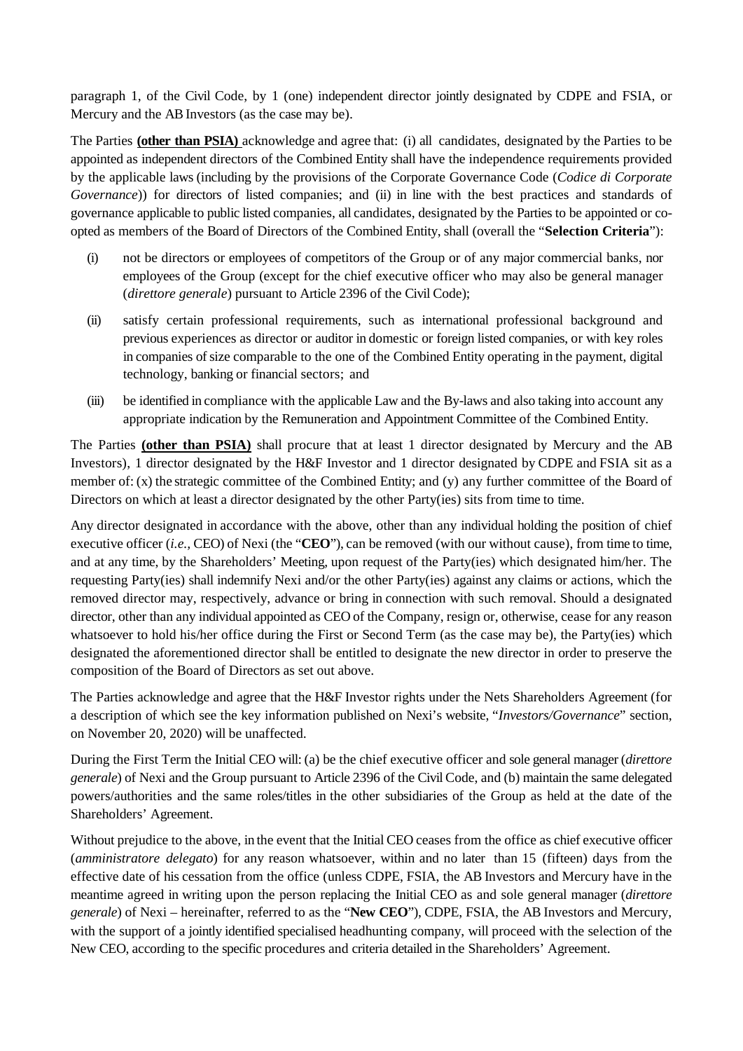paragraph 1, of the Civil Code, by 1 (one) independent director jointly designated by CDPE and FSIA, or Mercury and the AB Investors (as the case may be).

The Parties **(other than PSIA)** acknowledge and agree that: (i) all candidates, designated by the Parties to be appointed as independent directors of the Combined Entity shall have the independence requirements provided by the applicable laws (including by the provisions of the Corporate Governance Code (*Codice di Corporate Governance*)) for directors of listed companies; and (ii) in line with the best practices and standards of governance applicable to public listed companies, all candidates, designated by the Parties to be appointed or co-opted as members of the Board of Directors of the Combined Entity, shall (overall the "**Selection Criteria**"):

(i) not be directors or employees of competitors of the Group or of any major commercial banks, nor employees of the Group (except for the chief executive officer who may also be general manager (*direttore generale*) pursuant to Article 2396 of the Civil Code);

(ii) satisfy certain professional requirements, such as international professional background and previous experiences as director or auditor in domestic or foreign listed companies, or with key roles in companies of size comparable to the one of the Combined Entity operating in the payment, digital technology, banking or financial sectors; and

(iii) be identified in compliance with the applicable Law and the By-laws and also taking into account any appropriate indication by the Remuneration and Appointment Committee of the Combined Entity.

The Parties **(other than PSIA)** shall procure that at least 1 director designated by Mercury and the AB Investors), 1 director designated by the H&F Investor and 1 director designated by CDPE and FSIA sit as a member of: (x) the strategic committee of the Combined Entity; and (y) any further committee of the Board of Directors on which at least a director designated by the other Party(ies) sits from time to time.

Any director designated in accordance with the above, other than any individual holding the position of chief executive officer (*i.e.*, CEO) of Nexi (the "**CEO**"), can be removed (with our without cause), from time to time, and at any time, by the Shareholders' Meeting, upon request of the Party(ies) which designated him/her. The requesting Party(ies) shall indemnify Nexi and/or the other Party(ies) against any claims or actions, which the removed director may, respectively, advance or bring in connection with such removal. Should a designated director, other than any individual appointed as CEO of the Company, resign or, otherwise, cease for any reason whatsoever to hold his/her office during the First or Second Term (as the case may be), the Party(ies) which designated the aforementioned director shall be entitled to designate the new director in order to preserve the composition of the Board of Directors as set out above.

The Parties acknowledge and agree that the H&F Investor rights under the Nets Shareholders Agreement (for a description of which see the key information published on Nexi's website, "*Investors/Governance*" section, on November 20, 2020) will be unaffected.

During the First Term the Initial CEO will: (a) be the chief executive officer and sole general manager (*direttore generale*) of Nexi and the Group pursuant to Article 2396 of the Civil Code, and (b) maintain the same delegated powers/authorities and the same roles/titles in the other subsidiaries of the Group as held at the date of the Shareholders' Agreement.

Without prejudice to the above, in the event that the Initial CEO ceases from the office as chief executive officer (*amministratore delegato*) for any reason whatsoever, within and no later than 15 (fifteen) days from the effective date of his cessation from the office (unless CDPE, FSIA, the AB Investors and Mercury have in the meantime agreed in writing upon the person replacing the Initial CEO as and sole general manager (*direttore generale*) of Nexi – hereinafter, referred to as the "**New CEO**"), CDPE, FSIA, the AB Investors and Mercury, with the support of a jointly identified specialised headhunting company, will proceed with the selection of the New CEO, according to the specific procedures and criteria detailed in the Shareholders' Agreement.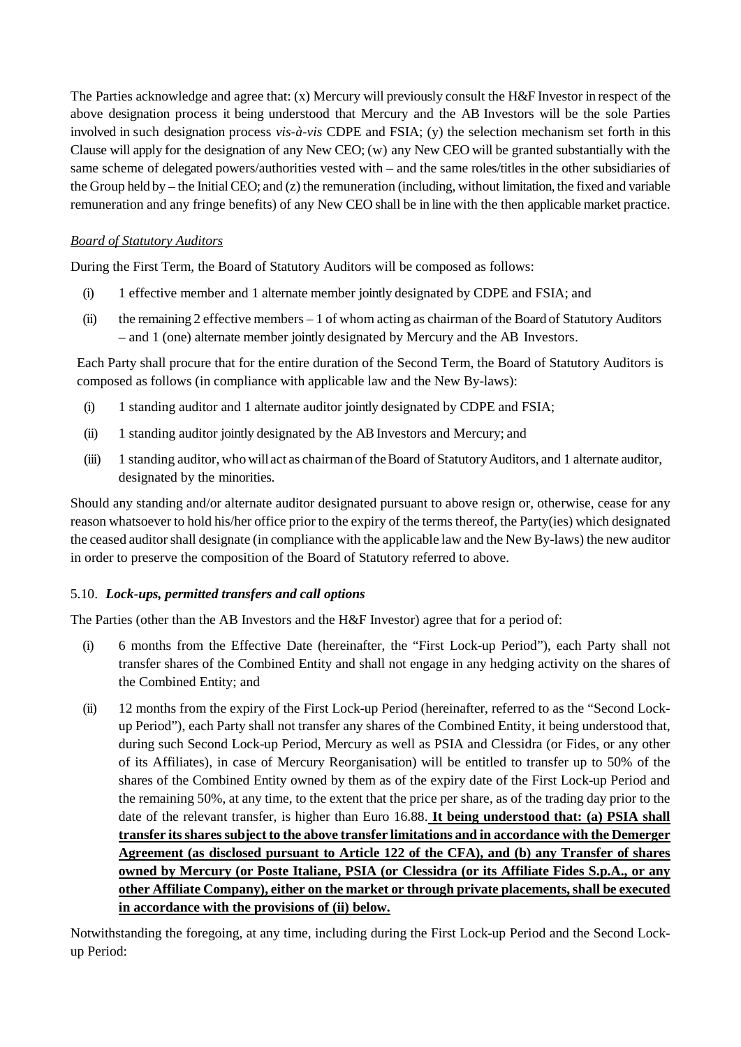The Parties acknowledge and agree that: (x) Mercury will previously consult the H&F Investor in respect of the above designation process it being understood that Mercury and the AB Investors will be the sole Parties involved in such designation process *vis-à-vis* CDPE and FSIA; (y) the selection mechanism set forth in this Clause will apply for the designation of any New CEO; (w) any New CEO will be granted substantially with the same scheme of delegated powers/authorities vested with – and the same roles/titles in the other subsidiaries of the Group held by – the Initial CEO; and (z) the remuneration (including, without limitation, the fixed and variable remuneration and any fringe benefits) of any New CEO shall be in line with the then applicable market practice.

*Board of Statutory Auditors*

During the First Term, the Board of Statutory Auditors will be composed as follows:

(i) 1 effective member and 1 alternate member jointly designated by CDPE and FSIA; and

(ii) the remaining 2 effective members – 1 of whom acting as chairman of the Board of Statutory Auditors – and 1 (one) alternate member jointly designated by Mercury and the AB Investors.

Each Party shall procure that for the entire duration of the Second Term, the Board of Statutory Auditors is composed as follows (in compliance with applicable law and the New By-laws):

(i) 1 standing auditor and 1 alternate auditor jointly designated by CDPE and FSIA;

(ii) 1 standing auditor jointly designated by the AB Investors and Mercury; and

(iii) 1 standing auditor, who will act as chairman of the Board of Statutory Auditors, and 1 alternate auditor, designated by the minorities.

Should any standing and/or alternate auditor designated pursuant to above resign or, otherwise, cease for any reason whatsoever to hold his/her office prior to the expiry of the terms thereof, the Party(ies) which designated the ceased auditor shall designate (in compliance with the applicable law and the New By-laws) the new auditor in order to preserve the composition of the Board of Statutory referred to above.

5.10. ***Lock-ups, permitted transfers and call options***

The Parties (other than the AB Investors and the H&F Investor) agree that for a period of:

(i) 6 months from the Effective Date (hereinafter, the "First Lock-up Period"), each Party shall not transfer shares of the Combined Entity and shall not engage in any hedging activity on the shares of the Combined Entity; and

(ii) 12 months from the expiry of the First Lock-up Period (hereinafter, referred to as the "Second Lock-up Period"), each Party shall not transfer any shares of the Combined Entity, it being understood that, during such Second Lock-up Period, Mercury as well as PSIA and Clessidra (or Fides, or any other of its Affiliates), in case of Mercury Reorganisation) will be entitled to transfer up to 50% of the shares of the Combined Entity owned by them as of the expiry date of the First Lock-up Period and the remaining 50%, at any time, to the extent that the price per share, as of the trading day prior to the date of the relevant transfer, is higher than Euro 16.88. **It being understood that: (a) PSIA shall transfer its shares subject to the above transfer limitations and in accordance with the Demerger Agreement (as disclosed pursuant to Article 122 of the CFA), and (b) any Transfer of shares owned by Mercury (or Poste Italiane, PSIA (or Clessidra (or its Affiliate Fides S.p.A., or any other Affiliate Company), either on the market or through private placements, shall be executed in accordance with the provisions of (ii) below.**

Notwithstanding the foregoing, at any time, including during the First Lock-up Period and the Second Lock-up Period: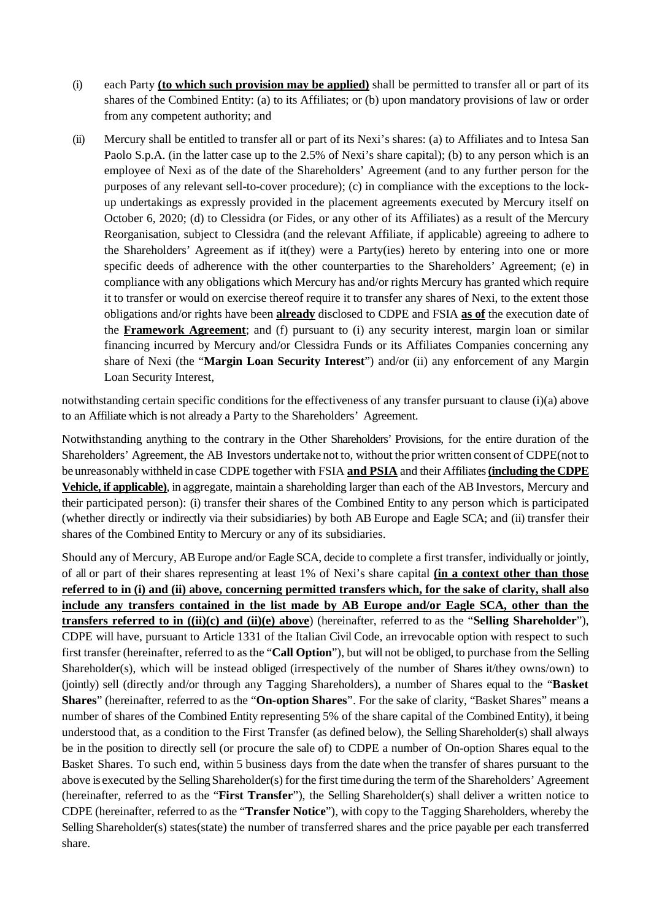(i) each Party **(to which such provision may be applied)** shall be permitted to transfer all or part of its shares of the Combined Entity: (a) to its Affiliates; or (b) upon mandatory provisions of law or order from any competent authority; and

(ii) Mercury shall be entitled to transfer all or part of its Nexi's shares: (a) to Affiliates and to Intesa San Paolo S.p.A. (in the latter case up to the 2.5% of Nexi's share capital); (b) to any person which is an employee of Nexi as of the date of the Shareholders' Agreement (and to any further person for the purposes of any relevant sell-to-cover procedure); (c) in compliance with the exceptions to the lock-up undertakings as expressly provided in the placement agreements executed by Mercury itself on October 6, 2020; (d) to Clessidra (or Fides, or any other of its Affiliates) as a result of the Mercury Reorganisation, subject to Clessidra (and the relevant Affiliate, if applicable) agreeing to adhere to the Shareholders' Agreement as if it(they) were a Party(ies) hereto by entering into one or more specific deeds of adherence with the other counterparties to the Shareholders' Agreement; (e) in compliance with any obligations which Mercury has and/or rights Mercury has granted which require it to transfer or would on exercise thereof require it to transfer any shares of Nexi, to the extent those obligations and/or rights have been **already** disclosed to CDPE and FSIA **as of** the execution date of the **Framework Agreement**; and (f) pursuant to (i) any security interest, margin loan or similar financing incurred by Mercury and/or Clessidra Funds or its Affiliates Companies concerning any share of Nexi (the "**Margin Loan Security Interest**") and/or (ii) any enforcement of any Margin Loan Security Interest,

notwithstanding certain specific conditions for the effectiveness of any transfer pursuant to clause (i)(a) above to an Affiliate which is not already a Party to the Shareholders' Agreement.

Notwithstanding anything to the contrary in the Other Shareholders' Provisions, for the entire duration of the Shareholders' Agreement, the AB Investors undertake not to, without the prior written consent of CDPE(not to be unreasonably withheld in case CDPE together with FSIA **and PSIA** and their Affiliates **(including the CDPE Vehicle, if applicable)**, in aggregate, maintain a shareholding larger than each of the AB Investors, Mercury and their participated person): (i) transfer their shares of the Combined Entity to any person which is participated (whether directly or indirectly via their subsidiaries) by both AB Europe and Eagle SCA; and (ii) transfer their shares of the Combined Entity to Mercury or any of its subsidiaries.

Should any of Mercury, AB Europe and/or Eagle SCA, decide to complete a first transfer, individually or jointly, of all or part of their shares representing at least 1% of Nexi's share capital **(in a context other than those referred to in (i) and (ii) above, concerning permitted transfers which, for the sake of clarity, shall also include any transfers contained in the list made by AB Europe and/or Eagle SCA, other than the transfers referred to in ((ii)(c) and (ii)(e) above**) (hereinafter, referred to as the "**Selling Shareholder**"), CDPE will have, pursuant to Article 1331 of the Italian Civil Code, an irrevocable option with respect to such first transfer (hereinafter, referred to as the "**Call Option**"), but will not be obliged, to purchase from the Selling Shareholder(s), which will be instead obliged (irrespectively of the number of Shares it/they owns/own) to (jointly) sell (directly and/or through any Tagging Shareholders), a number of Shares equal to the "**Basket Shares**" (hereinafter, referred to as the "**On-option Shares**". For the sake of clarity, "Basket Shares" means a number of shares of the Combined Entity representing 5% of the share capital of the Combined Entity), it being understood that, as a condition to the First Transfer (as defined below), the Selling Shareholder(s) shall always be in the position to directly sell (or procure the sale of) to CDPE a number of On-option Shares equal to the Basket Shares. To such end, within 5 business days from the date when the transfer of shares pursuant to the above is executed by the Selling Shareholder(s) for the first time during the term of the Shareholders' Agreement (hereinafter, referred to as the "**First Transfer**"), the Selling Shareholder(s) shall deliver a written notice to CDPE (hereinafter, referred to as the "**Transfer Notice**"), with copy to the Tagging Shareholders, whereby the Selling Shareholder(s) states(state) the number of transferred shares and the price payable per each transferred share.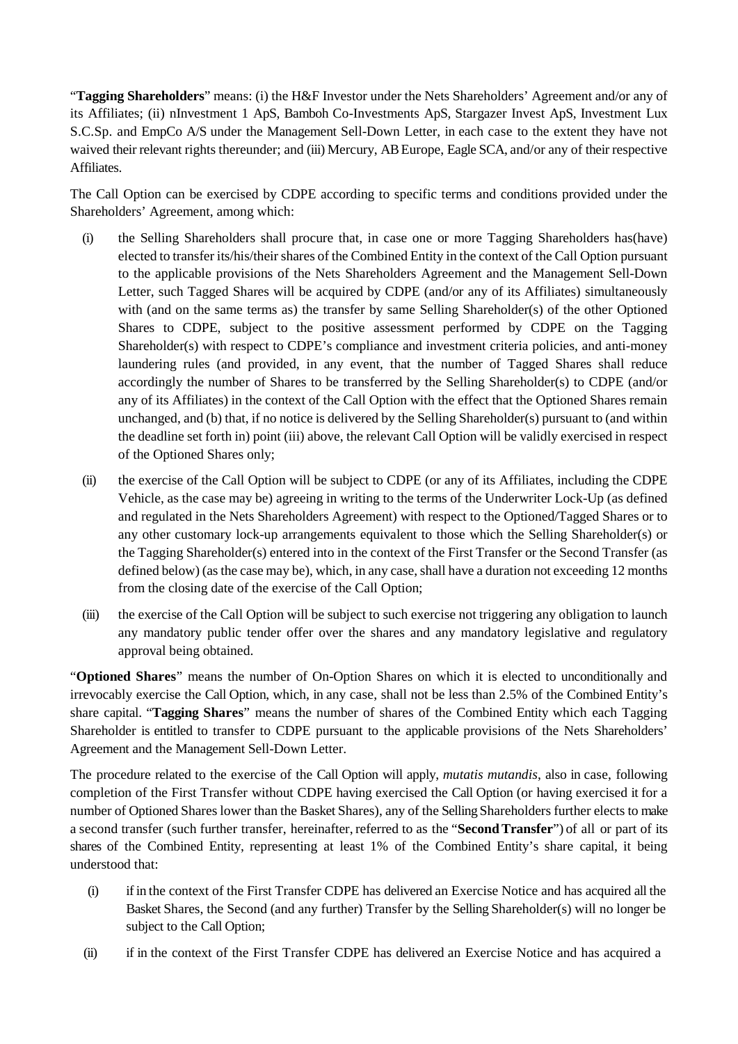"**Tagging Shareholders**" means: (i) the H&F Investor under the Nets Shareholders' Agreement and/or any of its Affiliates; (ii) nInvestment 1 ApS, Bamboh Co-Investments ApS, Stargazer Invest ApS, Investment Lux S.C.Sp. and EmpCo A/S under the Management Sell-Down Letter, in each case to the extent they have not waived their relevant rights thereunder; and (iii) Mercury, AB Europe, Eagle SCA, and/or any of their respective Affiliates.

The Call Option can be exercised by CDPE according to specific terms and conditions provided under the Shareholders' Agreement, among which:

(i) the Selling Shareholders shall procure that, in case one or more Tagging Shareholders has(have) elected to transfer its/his/their shares of the Combined Entity in the context of the Call Option pursuant to the applicable provisions of the Nets Shareholders Agreement and the Management Sell-Down Letter, such Tagged Shares will be acquired by CDPE (and/or any of its Affiliates) simultaneously with (and on the same terms as) the transfer by same Selling Shareholder(s) of the other Optioned Shares to CDPE, subject to the positive assessment performed by CDPE on the Tagging Shareholder(s) with respect to CDPE's compliance and investment criteria policies, and anti-money laundering rules (and provided, in any event, that the number of Tagged Shares shall reduce accordingly the number of Shares to be transferred by the Selling Shareholder(s) to CDPE (and/or any of its Affiliates) in the context of the Call Option with the effect that the Optioned Shares remain unchanged, and (b) that, if no notice is delivered by the Selling Shareholder(s) pursuant to (and within the deadline set forth in) point (iii) above, the relevant Call Option will be validly exercised in respect of the Optioned Shares only;

(ii) the exercise of the Call Option will be subject to CDPE (or any of its Affiliates, including the CDPE Vehicle, as the case may be) agreeing in writing to the terms of the Underwriter Lock-Up (as defined and regulated in the Nets Shareholders Agreement) with respect to the Optioned/Tagged Shares or to any other customary lock-up arrangements equivalent to those which the Selling Shareholder(s) or the Tagging Shareholder(s) entered into in the context of the First Transfer or the Second Transfer (as defined below) (as the case may be), which, in any case, shall have a duration not exceeding 12 months from the closing date of the exercise of the Call Option;

(iii) the exercise of the Call Option will be subject to such exercise not triggering any obligation to launch any mandatory public tender offer over the shares and any mandatory legislative and regulatory approval being obtained.

"**Optioned Shares**" means the number of On-Option Shares on which it is elected to unconditionally and irrevocably exercise the Call Option, which, in any case, shall not be less than 2.5% of the Combined Entity's share capital. "**Tagging Shares**" means the number of shares of the Combined Entity which each Tagging Shareholder is entitled to transfer to CDPE pursuant to the applicable provisions of the Nets Shareholders' Agreement and the Management Sell-Down Letter.

The procedure related to the exercise of the Call Option will apply, *mutatis mutandis*, also in case, following completion of the First Transfer without CDPE having exercised the Call Option (or having exercised it for a number of Optioned Shares lower than the Basket Shares), any of the Selling Shareholders further elects to make a second transfer (such further transfer, hereinafter, referred to as the "**Second Transfer**") of all or part of its shares of the Combined Entity, representing at least 1% of the Combined Entity's share capital, it being understood that:

(i) if in the context of the First Transfer CDPE has delivered an Exercise Notice and has acquired all the Basket Shares, the Second (and any further) Transfer by the Selling Shareholder(s) will no longer be subject to the Call Option;

(ii) if in the context of the First Transfer CDPE has delivered an Exercise Notice and has acquired a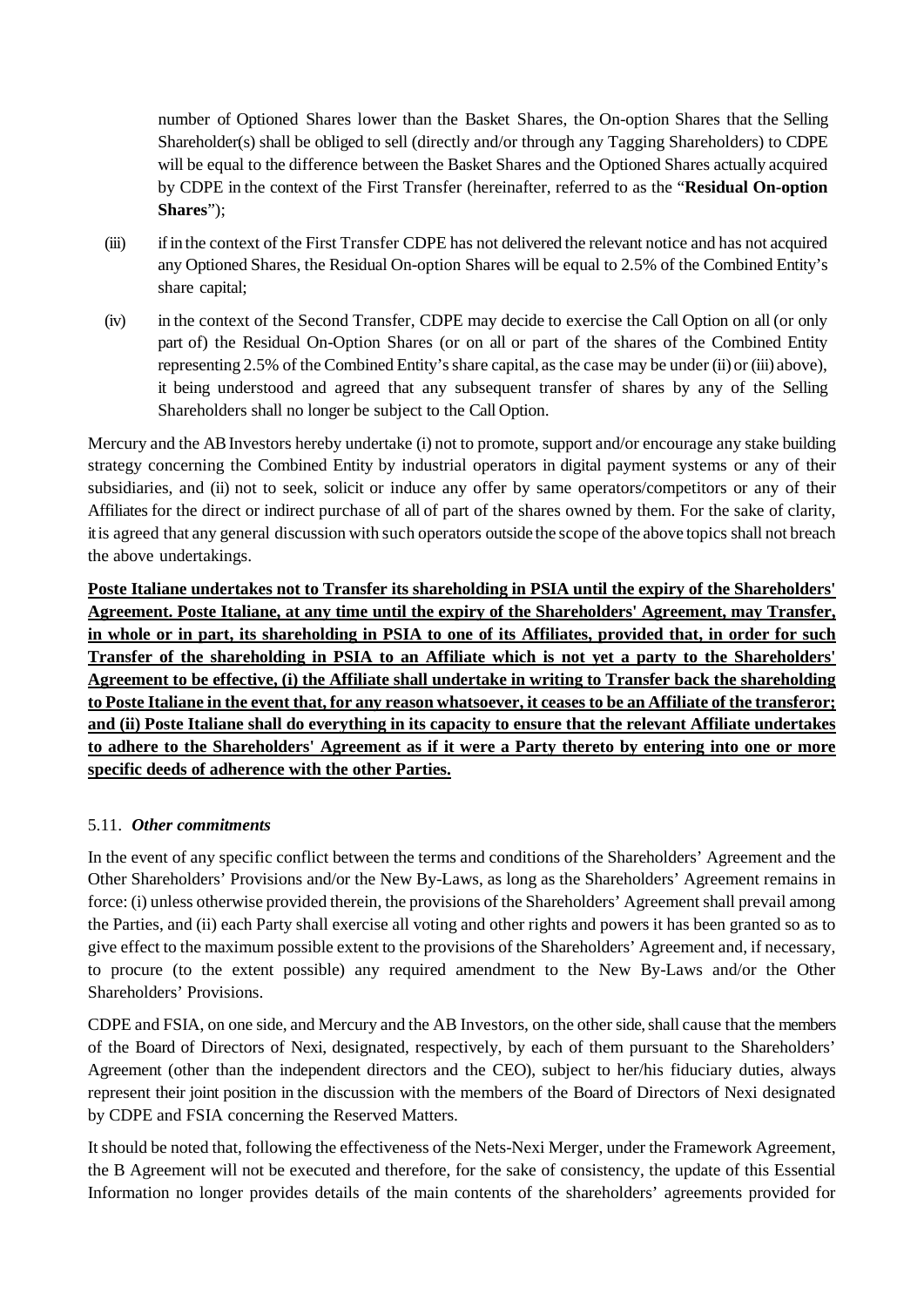number of Optioned Shares lower than the Basket Shares, the On-option Shares that the Selling Shareholder(s) shall be obliged to sell (directly and/or through any Tagging Shareholders) to CDPE will be equal to the difference between the Basket Shares and the Optioned Shares actually acquired by CDPE in the context of the First Transfer (hereinafter, referred to as the "**Residual On-option Shares**");

(iii) if in the context of the First Transfer CDPE has not delivered the relevant notice and has not acquired any Optioned Shares, the Residual On-option Shares will be equal to 2.5% of the Combined Entity's share capital;

(iv) in the context of the Second Transfer, CDPE may decide to exercise the Call Option on all (or only part of) the Residual On-Option Shares (or on all or part of the shares of the Combined Entity representing 2.5% of the Combined Entity's share capital, as the case may be under (ii) or (iii) above), it being understood and agreed that any subsequent transfer of shares by any of the Selling Shareholders shall no longer be subject to the Call Option.

Mercury and the AB Investors hereby undertake (i) not to promote, support and/or encourage any stake building strategy concerning the Combined Entity by industrial operators in digital payment systems or any of their subsidiaries, and (ii) not to seek, solicit or induce any offer by same operators/competitors or any of their Affiliates for the direct or indirect purchase of all of part of the shares owned by them. For the sake of clarity, it is agreed that any general discussion with such operators outside the scope of the above topics shall not breach the above undertakings.

<u>**Poste Italiane undertakes not to Transfer its shareholding in PSIA until the expiry of the Shareholders' Agreement. Poste Italiane, at any time until the expiry of the Shareholders' Agreement, may Transfer, in whole or in part, its shareholding in PSIA to one of its Affiliates, provided that, in order for such Transfer of the shareholding in PSIA to an Affiliate which is not yet a party to the Shareholders' Agreement to be effective, (i) the Affiliate shall undertake in writing to Transfer back the shareholding to Poste Italiane in the event that, for any reason whatsoever, it ceases to be an Affiliate of the transferor; and (ii) Poste Italiane shall do everything in its capacity to ensure that the relevant Affiliate undertakes to adhere to the Shareholders' Agreement as if it were a Party thereto by entering into one or more specific deeds of adherence with the other Parties.**</u>

### 5.11. *Other commitments*

In the event of any specific conflict between the terms and conditions of the Shareholders' Agreement and the Other Shareholders' Provisions and/or the New By-Laws, as long as the Shareholders' Agreement remains in force: (i) unless otherwise provided therein, the provisions of the Shareholders' Agreement shall prevail among the Parties, and (ii) each Party shall exercise all voting and other rights and powers it has been granted so as to give effect to the maximum possible extent to the provisions of the Shareholders' Agreement and, if necessary, to procure (to the extent possible) any required amendment to the New By-Laws and/or the Other Shareholders' Provisions.

CDPE and FSIA, on one side, and Mercury and the AB Investors, on the other side, shall cause that the members of the Board of Directors of Nexi, designated, respectively, by each of them pursuant to the Shareholders' Agreement (other than the independent directors and the CEO), subject to her/his fiduciary duties, always represent their joint position in the discussion with the members of the Board of Directors of Nexi designated by CDPE and FSIA concerning the Reserved Matters.

It should be noted that, following the effectiveness of the Nets-Nexi Merger, under the Framework Agreement, the B Agreement will not be executed and therefore, for the sake of consistency, the update of this Essential Information no longer provides details of the main contents of the shareholders' agreements provided for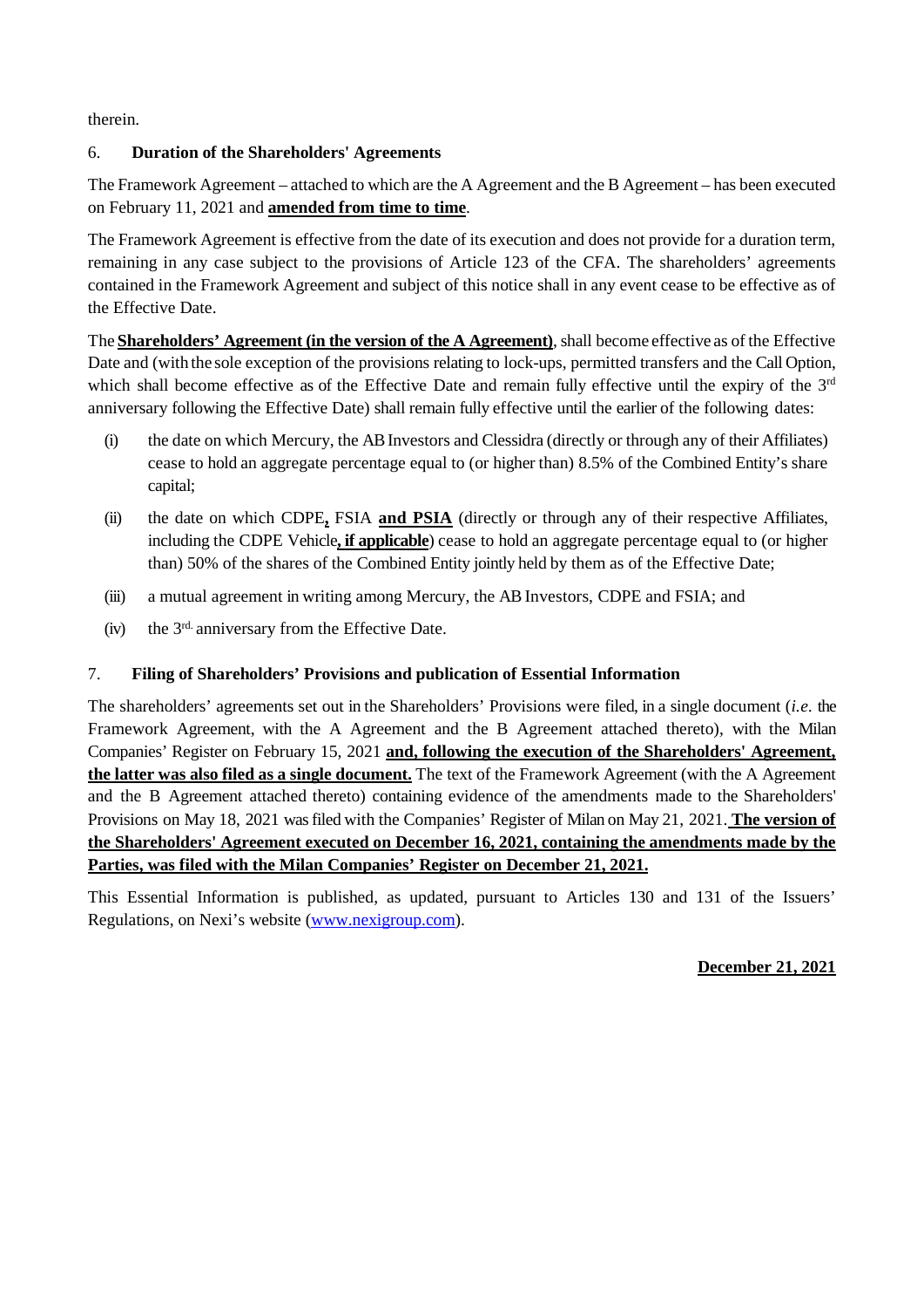therein.

## 6. Duration of the Shareholders' Agreements

The Framework Agreement – attached to which are the A Agreement and the B Agreement – has been executed on February 11, 2021 and **amended from time to time**.

The Framework Agreement is effective from the date of its execution and does not provide for a duration term, remaining in any case subject to the provisions of Article 123 of the CFA. The shareholders' agreements contained in the Framework Agreement and subject of this notice shall in any event cease to be effective as of the Effective Date.

The **Shareholders' Agreement (in the version of the A Agreement)**, shall become effective as of the Effective Date and (with the sole exception of the provisions relating to lock-ups, permitted transfers and the Call Option, which shall become effective as of the Effective Date and remain fully effective until the expiry of the 3rd anniversary following the Effective Date) shall remain fully effective until the earlier of the following dates:

(i) the date on which Mercury, the AB Investors and Clessidra (directly or through any of their Affiliates) cease to hold an aggregate percentage equal to (or higher than) 8.5% of the Combined Entity's share capital;

(ii) the date on which CDPE**,** FSIA **and PSIA** (directly or through any of their respective Affiliates, including the CDPE Vehicle**, if applicable**) cease to hold an aggregate percentage equal to (or higher than) 50% of the shares of the Combined Entity jointly held by them as of the Effective Date;

(iii) a mutual agreement in writing among Mercury, the AB Investors, CDPE and FSIA; and

(iv) the 3rd. anniversary from the Effective Date.

## 7. Filing of Shareholders' Provisions and publication of Essential Information

The shareholders' agreements set out in the Shareholders' Provisions were filed, in a single document (*i.e.* the Framework Agreement, with the A Agreement and the B Agreement attached thereto), with the Milan Companies' Register on February 15, 2021 **and, following the execution of the Shareholders' Agreement, the latter was also filed as a single document.** The text of the Framework Agreement (with the A Agreement and the B Agreement attached thereto) containing evidence of the amendments made to the Shareholders' Provisions on May 18, 2021 was filed with the Companies' Register of Milan on May 21, 2021. **The version of the Shareholders' Agreement executed on December 16, 2021, containing the amendments made by the Parties, was filed with the Milan Companies' Register on December 21, 2021.**

This Essential Information is published, as updated, pursuant to Articles 130 and 131 of the Issuers' Regulations, on Nexi's website (www.nexigroup.com).

**December 21, 2021**